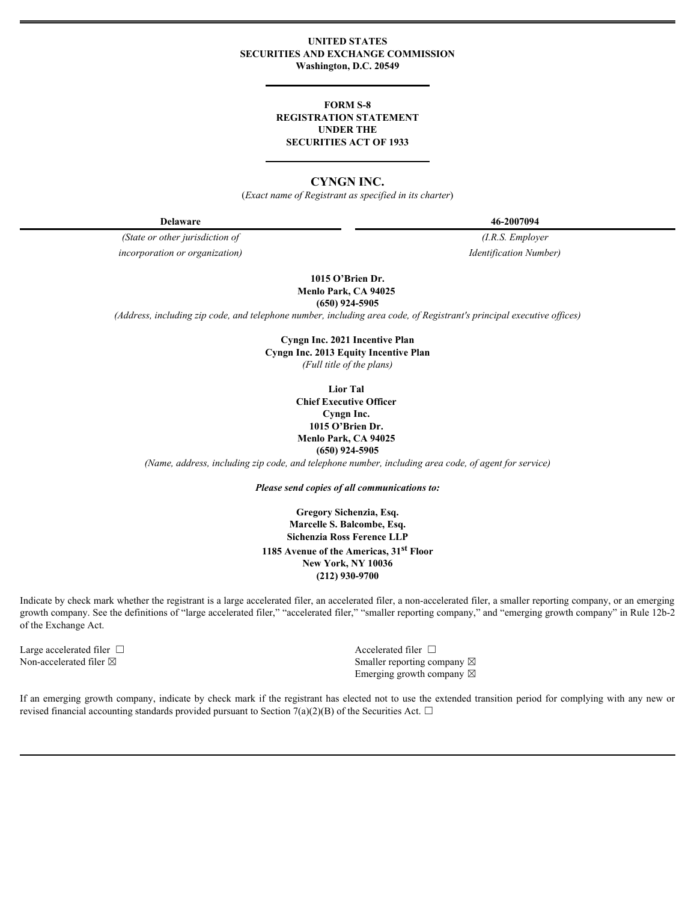**UNITED STATES**
**SECURITIES AND EXCHANGE COMMISSION**
**Washington, D.C. 20549**

**FORM S-8**
**REGISTRATION STATEMENT**
**UNDER THE**
**SECURITIES ACT OF 1933**

# CYNGN INC.

(*Exact name of Registrant as specified in its charter*)

| **Delaware** | **46-2007094** |
| --- | --- |
| *(State or other jurisdiction of incorporation or organization)* | *(I.R.S. Employer Identification Number)* |

**1015 O'Brien Dr.**
**Menlo Park, CA 94025**
**(650) 924-5905**
*(Address, including zip code, and telephone number, including area code, of Registrant's principal executive offices)*

**Cyngn Inc. 2021 Incentive Plan**
**Cyngn Inc. 2013 Equity Incentive Plan**
*(Full title of the plans)*

**Lior Tal**
**Chief Executive Officer**
**Cyngn Inc.**
**1015 O'Brien Dr.**
**Menlo Park, CA 94025**
**(650) 924-5905**
*(Name, address, including zip code, and telephone number, including area code, of agent for service)*

***Please send copies of all communications to:***

**Gregory Sichenzia, Esq.**
**Marcelle S. Balcombe, Esq.**
**Sichenzia Ross Ference LLP**
**1185 Avenue of the Americas, 31st Floor**
**New York, NY 10036**
**(212) 930-9700**

Indicate by check mark whether the registrant is a large accelerated filer, an accelerated filer, a non-accelerated filer, a smaller reporting company, or an emerging growth company. See the definitions of "large accelerated filer," "accelerated filer," "smaller reporting company," and "emerging growth company" in Rule 12b-2 of the Exchange Act.

| | |
| --- | --- |
| Large accelerated filer ☐ | Accelerated filer ☐ |
| Non-accelerated filer ☒ | Smaller reporting company ☒ |
| | Emerging growth company ☒ |

If an emerging growth company, indicate by check mark if the registrant has elected not to use the extended transition period for complying with any new or revised financial accounting standards provided pursuant to Section 7(a)(2)(B) of the Securities Act. ☐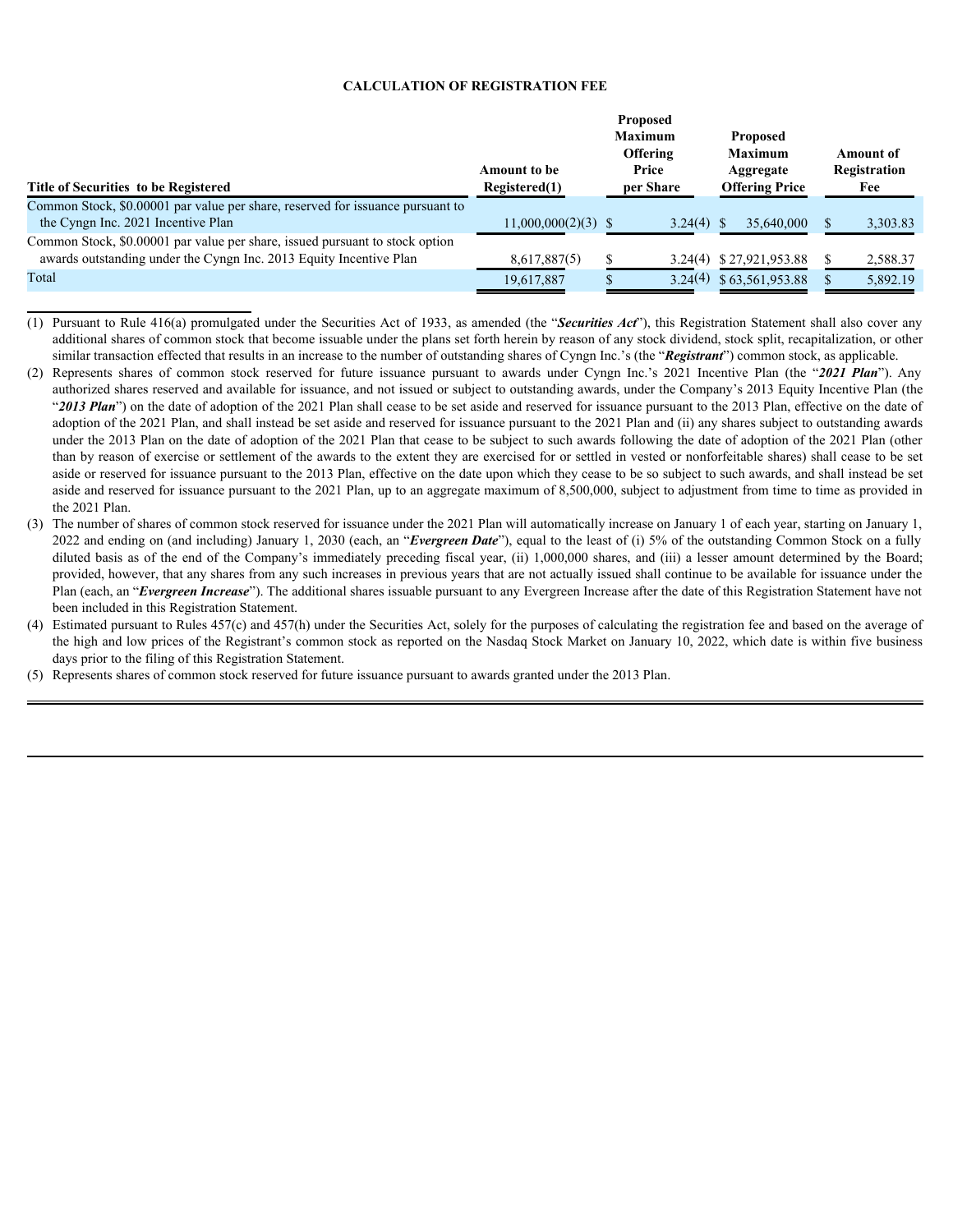**CALCULATION OF REGISTRATION FEE**

| Title of Securities to be Registered | Amount to be Registered(1) | Proposed Maximum Offering Price per Share | Proposed Maximum Aggregate Offering Price | Amount of Registration Fee |
|---|---|---|---|---|
| Common Stock, $0.00001 par value per share, reserved for issuance pursuant to the Cyngn Inc. 2021 Incentive Plan | 11,000,000(2)(3) | $ 3.24(4) | $ 35,640,000 | $ 3,303.83 |
| Common Stock, $0.00001 par value per share, issued pursuant to stock option awards outstanding under the Cyngn Inc. 2013 Equity Incentive Plan | 8,617,887(5) | $ 3.24(4) | $ 27,921,953.88 | $ 2,588.37 |
| Total | 19,617,887 | $ 3.24(4) | $ 63,561,953.88 | $ 5,892.19 |

(1) Pursuant to Rule 416(a) promulgated under the Securities Act of 1933, as amended (the "***Securities Act***"), this Registration Statement shall also cover any additional shares of common stock that become issuable under the plans set forth herein by reason of any stock dividend, stock split, recapitalization, or other similar transaction effected that results in an increase to the number of outstanding shares of Cyngn Inc.'s (the "***Registrant***") common stock, as applicable.

(2) Represents shares of common stock reserved for future issuance pursuant to awards under Cyngn Inc.'s 2021 Incentive Plan (the "***2021 Plan***"). Any authorized shares reserved and available for issuance, and not issued or subject to outstanding awards, under the Company's 2013 Equity Incentive Plan (the "***2013 Plan***") on the date of adoption of the 2021 Plan shall cease to be set aside and reserved for issuance pursuant to the 2013 Plan, effective on the date of adoption of the 2021 Plan, and shall instead be set aside and reserved for issuance pursuant to the 2021 Plan and (ii) any shares subject to outstanding awards under the 2013 Plan on the date of adoption of the 2021 Plan that cease to be subject to such awards following the date of adoption of the 2021 Plan (other than by reason of exercise or settlement of the awards to the extent they are exercised for or settled in vested or nonforfeitable shares) shall cease to be set aside or reserved for issuance pursuant to the 2013 Plan, effective on the date upon which they cease to be so subject to such awards, and shall instead be set aside and reserved for issuance pursuant to the 2021 Plan, up to an aggregate maximum of 8,500,000, subject to adjustment from time to time as provided in the 2021 Plan.

(3) The number of shares of common stock reserved for issuance under the 2021 Plan will automatically increase on January 1 of each year, starting on January 1, 2022 and ending on (and including) January 1, 2030 (each, an "***Evergreen Date***"), equal to the least of (i) 5% of the outstanding Common Stock on a fully diluted basis as of the end of the Company's immediately preceding fiscal year, (ii) 1,000,000 shares, and (iii) a lesser amount determined by the Board; provided, however, that any shares from any such increases in previous years that are not actually issued shall continue to be available for issuance under the Plan (each, an "***Evergreen Increase***"). The additional shares issuable pursuant to any Evergreen Increase after the date of this Registration Statement have not been included in this Registration Statement.

(4) Estimated pursuant to Rules 457(c) and 457(h) under the Securities Act, solely for the purposes of calculating the registration fee and based on the average of the high and low prices of the Registrant's common stock as reported on the Nasdaq Stock Market on January 10, 2022, which date is within five business days prior to the filing of this Registration Statement.

(5) Represents shares of common stock reserved for future issuance pursuant to awards granted under the 2013 Plan.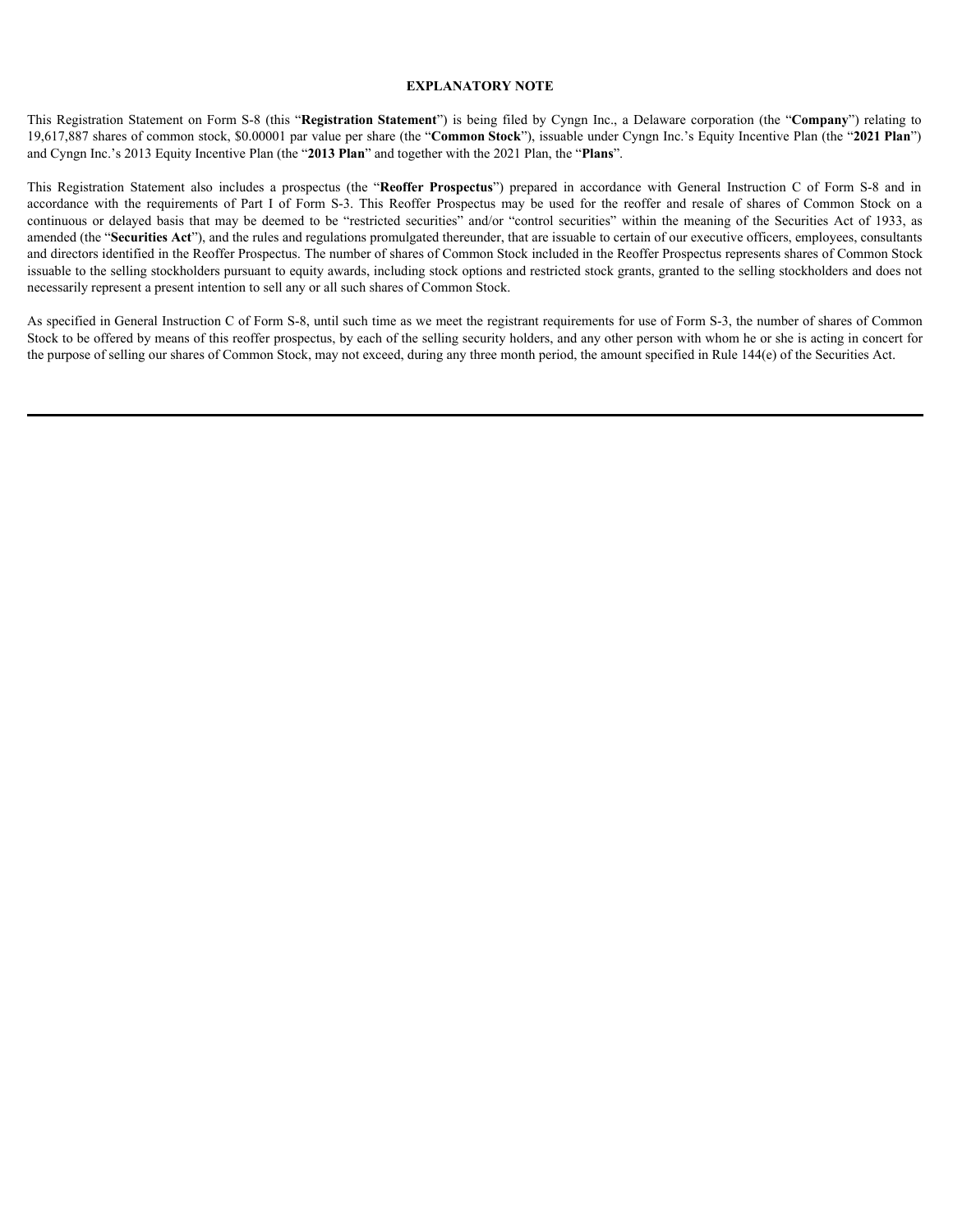## EXPLANATORY NOTE

This Registration Statement on Form S-8 (this "**Registration Statement**") is being filed by Cyngn Inc., a Delaware corporation (the "**Company**") relating to 19,617,887 shares of common stock, $0.00001 par value per share (the "**Common Stock**"), issuable under Cyngn Inc.'s Equity Incentive Plan (the "**2021 Plan**") and Cyngn Inc.'s 2013 Equity Incentive Plan (the "**2013 Plan**" and together with the 2021 Plan, the "**Plans**".

This Registration Statement also includes a prospectus (the "**Reoffer Prospectus**") prepared in accordance with General Instruction C of Form S-8 and in accordance with the requirements of Part I of Form S-3. This Reoffer Prospectus may be used for the reoffer and resale of shares of Common Stock on a continuous or delayed basis that may be deemed to be "restricted securities" and/or "control securities" within the meaning of the Securities Act of 1933, as amended (the "**Securities Act**"), and the rules and regulations promulgated thereunder, that are issuable to certain of our executive officers, employees, consultants and directors identified in the Reoffer Prospectus. The number of shares of Common Stock included in the Reoffer Prospectus represents shares of Common Stock issuable to the selling stockholders pursuant to equity awards, including stock options and restricted stock grants, granted to the selling stockholders and does not necessarily represent a present intention to sell any or all such shares of Common Stock.

As specified in General Instruction C of Form S-8, until such time as we meet the registrant requirements for use of Form S-3, the number of shares of Common Stock to be offered by means of this reoffer prospectus, by each of the selling security holders, and any other person with whom he or she is acting in concert for the purpose of selling our shares of Common Stock, may not exceed, during any three month period, the amount specified in Rule 144(e) of the Securities Act.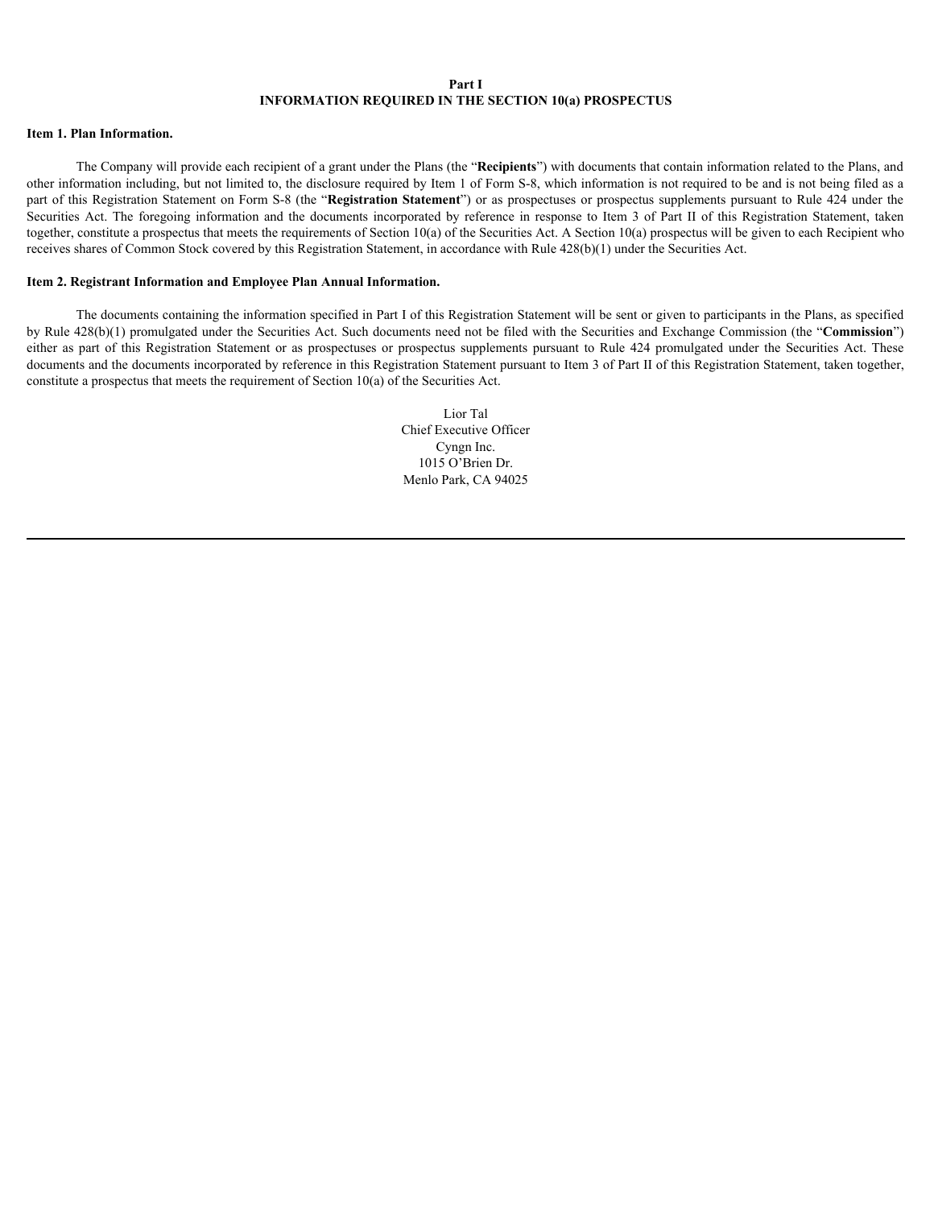# Part I
# INFORMATION REQUIRED IN THE SECTION 10(a) PROSPECTUS

**Item 1. Plan Information.**

The Company will provide each recipient of a grant under the Plans (the "**Recipients**") with documents that contain information related to the Plans, and other information including, but not limited to, the disclosure required by Item 1 of Form S-8, which information is not required to be and is not being filed as a part of this Registration Statement on Form S-8 (the "**Registration Statement**") or as prospectuses or prospectus supplements pursuant to Rule 424 under the Securities Act. The foregoing information and the documents incorporated by reference in response to Item 3 of Part II of this Registration Statement, taken together, constitute a prospectus that meets the requirements of Section 10(a) of the Securities Act. A Section 10(a) prospectus will be given to each Recipient who receives shares of Common Stock covered by this Registration Statement, in accordance with Rule 428(b)(1) under the Securities Act.

**Item 2. Registrant Information and Employee Plan Annual Information.**

The documents containing the information specified in Part I of this Registration Statement will be sent or given to participants in the Plans, as specified by Rule 428(b)(1) promulgated under the Securities Act. Such documents need not be filed with the Securities and Exchange Commission (the "**Commission**") either as part of this Registration Statement or as prospectuses or prospectus supplements pursuant to Rule 424 promulgated under the Securities Act. These documents and the documents incorporated by reference in this Registration Statement pursuant to Item 3 of Part II of this Registration Statement, taken together, constitute a prospectus that meets the requirement of Section 10(a) of the Securities Act.

Lior Tal
Chief Executive Officer
Cyngn Inc.
1015 O'Brien Dr.
Menlo Park, CA 94025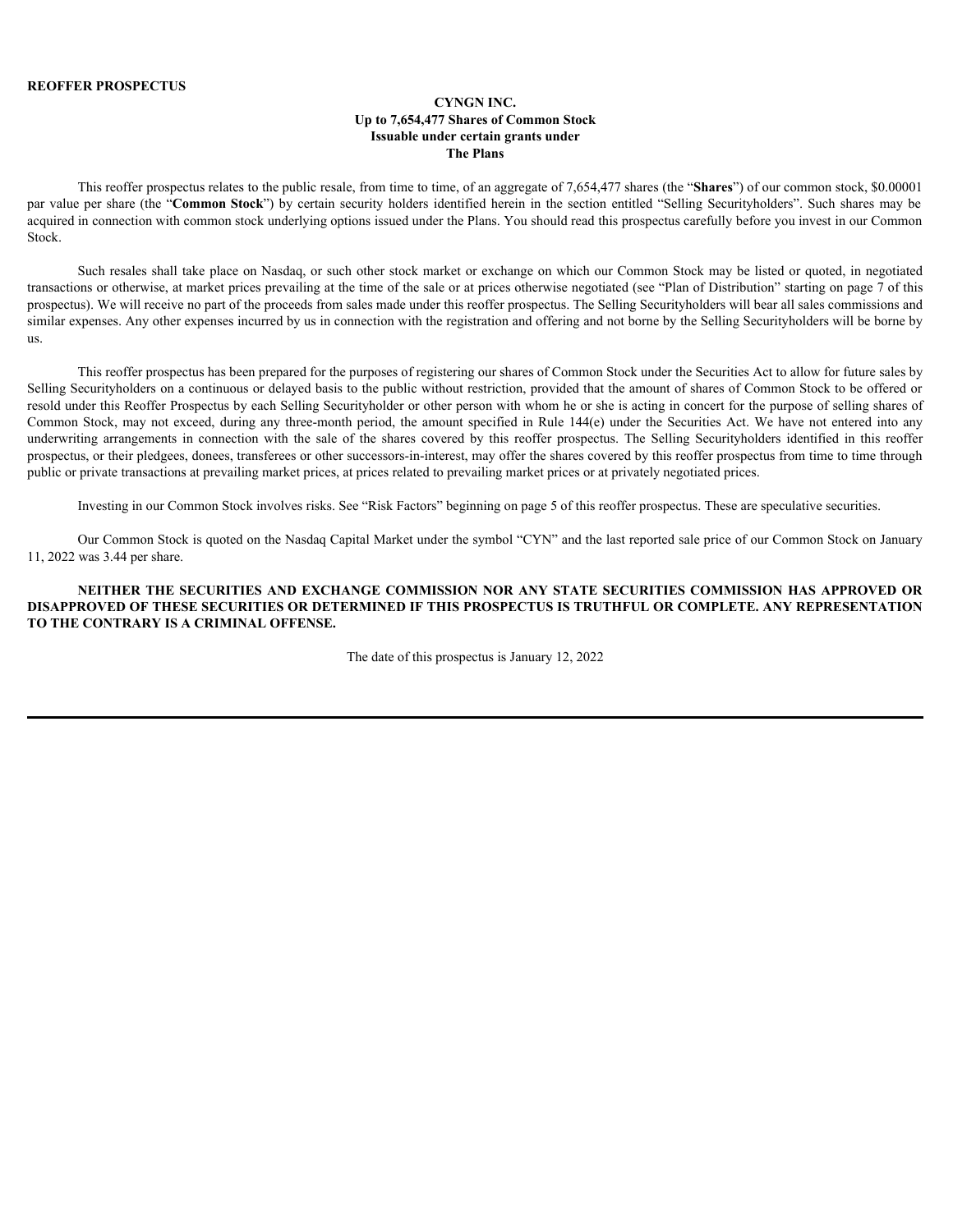**REOFFER PROSPECTUS**

**CYNGN INC.**
**Up to 7,654,477 Shares of Common Stock**
**Issuable under certain grants under**
**The Plans**

This reoffer prospectus relates to the public resale, from time to time, of an aggregate of 7,654,477 shares (the "**Shares**") of our common stock, $0.00001 par value per share (the "**Common Stock**") by certain security holders identified herein in the section entitled "Selling Securityholders". Such shares may be acquired in connection with common stock underlying options issued under the Plans. You should read this prospectus carefully before you invest in our Common Stock.

Such resales shall take place on Nasdaq, or such other stock market or exchange on which our Common Stock may be listed or quoted, in negotiated transactions or otherwise, at market prices prevailing at the time of the sale or at prices otherwise negotiated (see "Plan of Distribution" starting on page 7 of this prospectus). We will receive no part of the proceeds from sales made under this reoffer prospectus. The Selling Securityholders will bear all sales commissions and similar expenses. Any other expenses incurred by us in connection with the registration and offering and not borne by the Selling Securityholders will be borne by us.

This reoffer prospectus has been prepared for the purposes of registering our shares of Common Stock under the Securities Act to allow for future sales by Selling Securityholders on a continuous or delayed basis to the public without restriction, provided that the amount of shares of Common Stock to be offered or resold under this Reoffer Prospectus by each Selling Securityholder or other person with whom he or she is acting in concert for the purpose of selling shares of Common Stock, may not exceed, during any three-month period, the amount specified in Rule 144(e) under the Securities Act. We have not entered into any underwriting arrangements in connection with the sale of the shares covered by this reoffer prospectus. The Selling Securityholders identified in this reoffer prospectus, or their pledgees, donees, transferees or other successors-in-interest, may offer the shares covered by this reoffer prospectus from time to time through public or private transactions at prevailing market prices, at prices related to prevailing market prices or at privately negotiated prices.

Investing in our Common Stock involves risks. See "Risk Factors" beginning on page 5 of this reoffer prospectus. These are speculative securities.

Our Common Stock is quoted on the Nasdaq Capital Market under the symbol "CYN" and the last reported sale price of our Common Stock on January 11, 2022 was 3.44 per share.

**NEITHER THE SECURITIES AND EXCHANGE COMMISSION NOR ANY STATE SECURITIES COMMISSION HAS APPROVED OR DISAPPROVED OF THESE SECURITIES OR DETERMINED IF THIS PROSPECTUS IS TRUTHFUL OR COMPLETE. ANY REPRESENTATION TO THE CONTRARY IS A CRIMINAL OFFENSE.**

The date of this prospectus is January 12, 2022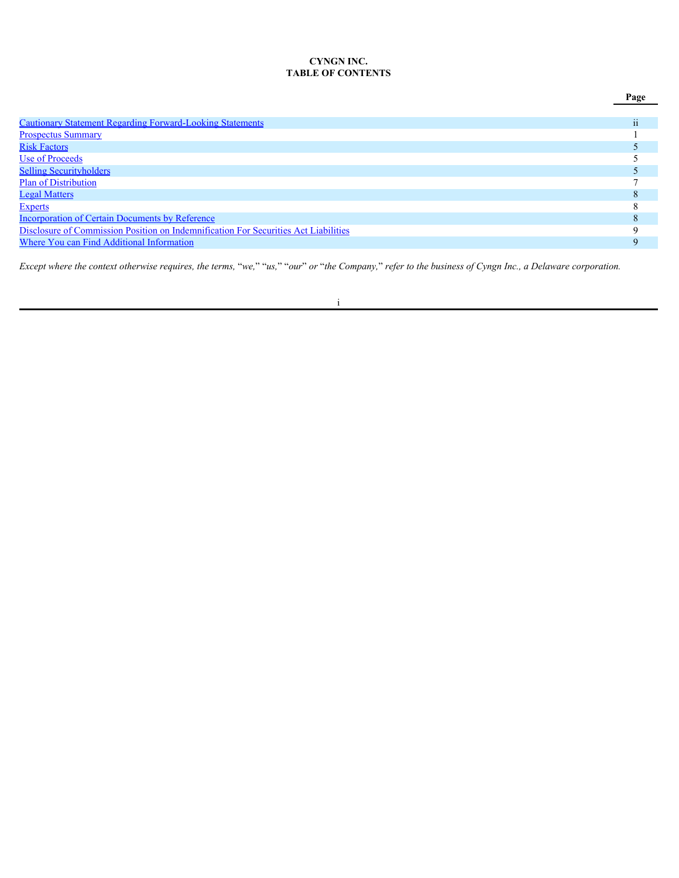# CYNGN INC.
## TABLE OF CONTENTS

| | Page |
|---|---|
| Cautionary Statement Regarding Forward-Looking Statements | ii |
| Prospectus Summary | 1 |
| Risk Factors | 5 |
| Use of Proceeds | 5 |
| Selling Securityholders | 5 |
| Plan of Distribution | 7 |
| Legal Matters | 8 |
| Experts | 8 |
| Incorporation of Certain Documents by Reference | 8 |
| Disclosure of Commission Position on Indemnification For Securities Act Liabilities | 9 |
| Where You can Find Additional Information | 9 |

*Except where the context otherwise requires, the terms, "we," "us," "our" or "the Company," refer to the business of Cyngn Inc., a Delaware corporation.*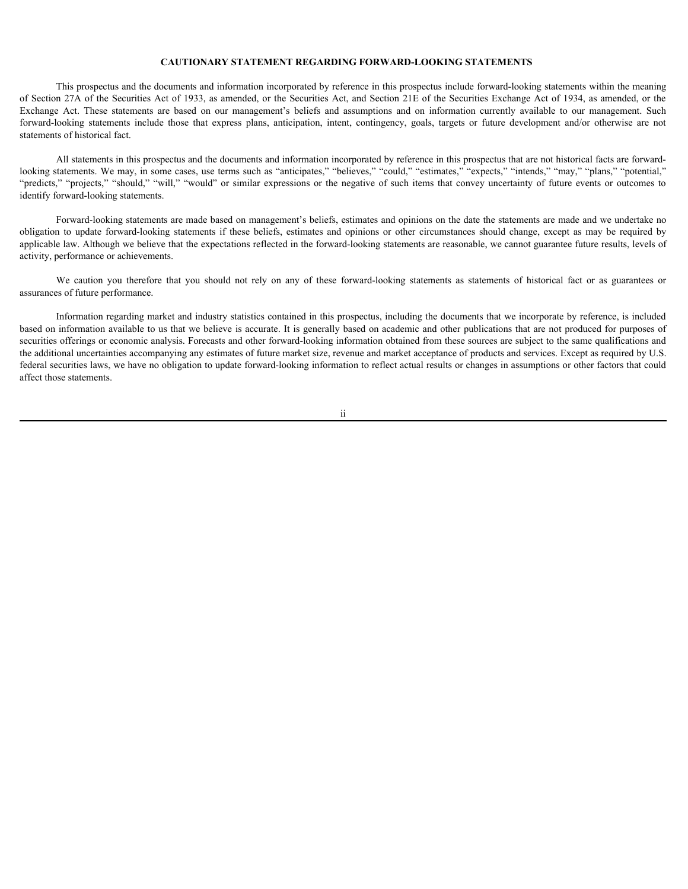## CAUTIONARY STATEMENT REGARDING FORWARD-LOOKING STATEMENTS

This prospectus and the documents and information incorporated by reference in this prospectus include forward-looking statements within the meaning of Section 27A of the Securities Act of 1933, as amended, or the Securities Act, and Section 21E of the Securities Exchange Act of 1934, as amended, or the Exchange Act. These statements are based on our management's beliefs and assumptions and on information currently available to our management. Such forward-looking statements include those that express plans, anticipation, intent, contingency, goals, targets or future development and/or otherwise are not statements of historical fact.

All statements in this prospectus and the documents and information incorporated by reference in this prospectus that are not historical facts are forward-looking statements. We may, in some cases, use terms such as "anticipates," "believes," "could," "estimates," "expects," "intends," "may," "plans," "potential," "predicts," "projects," "should," "will," "would" or similar expressions or the negative of such items that convey uncertainty of future events or outcomes to identify forward-looking statements.

Forward-looking statements are made based on management's beliefs, estimates and opinions on the date the statements are made and we undertake no obligation to update forward-looking statements if these beliefs, estimates and opinions or other circumstances should change, except as may be required by applicable law. Although we believe that the expectations reflected in the forward-looking statements are reasonable, we cannot guarantee future results, levels of activity, performance or achievements.

We caution you therefore that you should not rely on any of these forward-looking statements as statements of historical fact or as guarantees or assurances of future performance.

Information regarding market and industry statistics contained in this prospectus, including the documents that we incorporate by reference, is included based on information available to us that we believe is accurate. It is generally based on academic and other publications that are not produced for purposes of securities offerings or economic analysis. Forecasts and other forward-looking information obtained from these sources are subject to the same qualifications and the additional uncertainties accompanying any estimates of future market size, revenue and market acceptance of products and services. Except as required by U.S. federal securities laws, we have no obligation to update forward-looking information to reflect actual results or changes in assumptions or other factors that could affect those statements.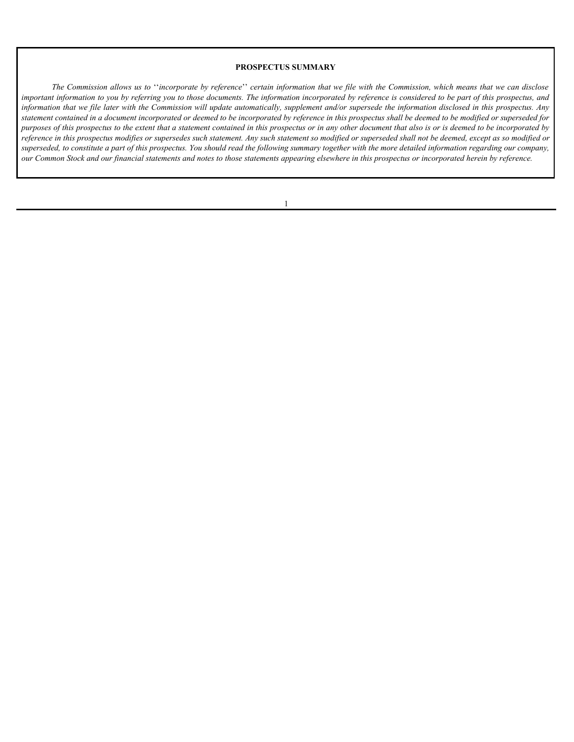## PROSPECTUS SUMMARY

*The Commission allows us to ''incorporate by reference'' certain information that we file with the Commission, which means that we can disclose important information to you by referring you to those documents. The information incorporated by reference is considered to be part of this prospectus, and information that we file later with the Commission will update automatically, supplement and/or supersede the information disclosed in this prospectus. Any statement contained in a document incorporated or deemed to be incorporated by reference in this prospectus shall be deemed to be modified or superseded for purposes of this prospectus to the extent that a statement contained in this prospectus or in any other document that also is or is deemed to be incorporated by reference in this prospectus modifies or supersedes such statement. Any such statement so modified or superseded shall not be deemed, except as so modified or superseded, to constitute a part of this prospectus. You should read the following summary together with the more detailed information regarding our company, our Common Stock and our financial statements and notes to those statements appearing elsewhere in this prospectus or incorporated herein by reference.*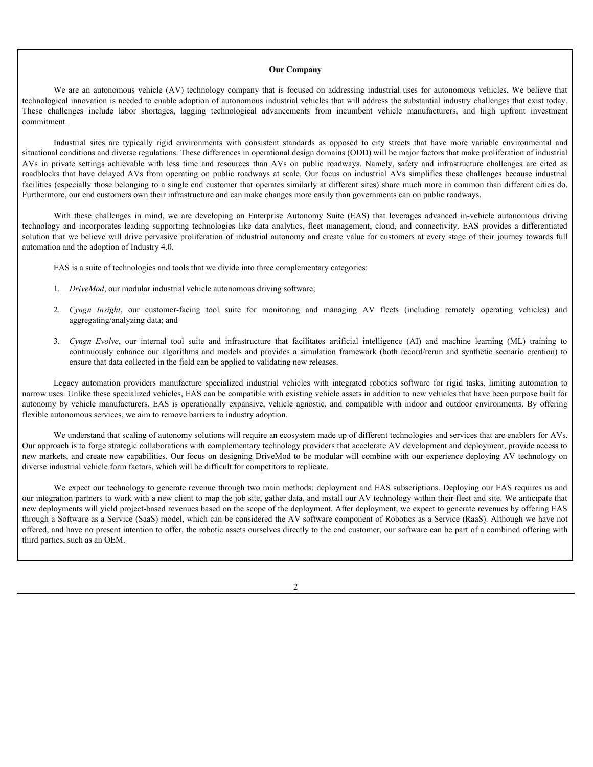**Our Company**

We are an autonomous vehicle (AV) technology company that is focused on addressing industrial uses for autonomous vehicles. We believe that technological innovation is needed to enable adoption of autonomous industrial vehicles that will address the substantial industry challenges that exist today. These challenges include labor shortages, lagging technological advancements from incumbent vehicle manufacturers, and high upfront investment commitment.

Industrial sites are typically rigid environments with consistent standards as opposed to city streets that have more variable environmental and situational conditions and diverse regulations. These differences in operational design domains (ODD) will be major factors that make proliferation of industrial AVs in private settings achievable with less time and resources than AVs on public roadways. Namely, safety and infrastructure challenges are cited as roadblocks that have delayed AVs from operating on public roadways at scale. Our focus on industrial AVs simplifies these challenges because industrial facilities (especially those belonging to a single end customer that operates similarly at different sites) share much more in common than different cities do. Furthermore, our end customers own their infrastructure and can make changes more easily than governments can on public roadways.

With these challenges in mind, we are developing an Enterprise Autonomy Suite (EAS) that leverages advanced in-vehicle autonomous driving technology and incorporates leading supporting technologies like data analytics, fleet management, cloud, and connectivity. EAS provides a differentiated solution that we believe will drive pervasive proliferation of industrial autonomy and create value for customers at every stage of their journey towards full automation and the adoption of Industry 4.0.

EAS is a suite of technologies and tools that we divide into three complementary categories:

1. *DriveMod*, our modular industrial vehicle autonomous driving software;
2. *Cyngn Insight*, our customer-facing tool suite for monitoring and managing AV fleets (including remotely operating vehicles) and aggregating/analyzing data; and
3. *Cyngn Evolve*, our internal tool suite and infrastructure that facilitates artificial intelligence (AI) and machine learning (ML) training to continuously enhance our algorithms and models and provides a simulation framework (both record/rerun and synthetic scenario creation) to ensure that data collected in the field can be applied to validating new releases.

Legacy automation providers manufacture specialized industrial vehicles with integrated robotics software for rigid tasks, limiting automation to narrow uses. Unlike these specialized vehicles, EAS can be compatible with existing vehicle assets in addition to new vehicles that have been purpose built for autonomy by vehicle manufacturers. EAS is operationally expansive, vehicle agnostic, and compatible with indoor and outdoor environments. By offering flexible autonomous services, we aim to remove barriers to industry adoption.

We understand that scaling of autonomy solutions will require an ecosystem made up of different technologies and services that are enablers for AVs. Our approach is to forge strategic collaborations with complementary technology providers that accelerate AV development and deployment, provide access to new markets, and create new capabilities. Our focus on designing DriveMod to be modular will combine with our experience deploying AV technology on diverse industrial vehicle form factors, which will be difficult for competitors to replicate.

We expect our technology to generate revenue through two main methods: deployment and EAS subscriptions. Deploying our EAS requires us and our integration partners to work with a new client to map the job site, gather data, and install our AV technology within their fleet and site. We anticipate that new deployments will yield project-based revenues based on the scope of the deployment. After deployment, we expect to generate revenues by offering EAS through a Software as a Service (SaaS) model, which can be considered the AV software component of Robotics as a Service (RaaS). Although we have not offered, and have no present intention to offer, the robotic assets ourselves directly to the end customer, our software can be part of a combined offering with third parties, such as an OEM.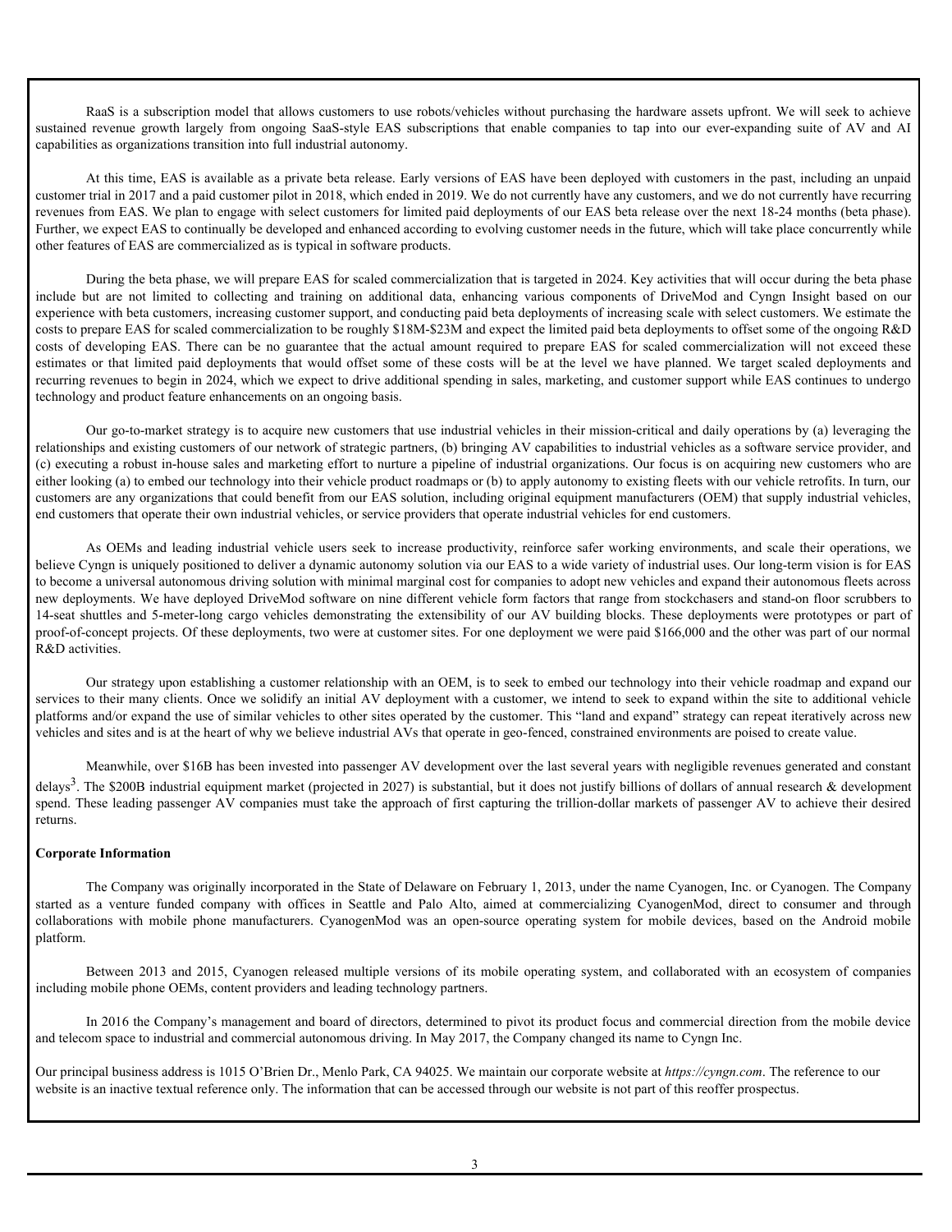RaaS is a subscription model that allows customers to use robots/vehicles without purchasing the hardware assets upfront. We will seek to achieve sustained revenue growth largely from ongoing SaaS-style EAS subscriptions that enable companies to tap into our ever-expanding suite of AV and AI capabilities as organizations transition into full industrial autonomy.

At this time, EAS is available as a private beta release. Early versions of EAS have been deployed with customers in the past, including an unpaid customer trial in 2017 and a paid customer pilot in 2018, which ended in 2019. We do not currently have any customers, and we do not currently have recurring revenues from EAS. We plan to engage with select customers for limited paid deployments of our EAS beta release over the next 18-24 months (beta phase). Further, we expect EAS to continually be developed and enhanced according to evolving customer needs in the future, which will take place concurrently while other features of EAS are commercialized as is typical in software products.

During the beta phase, we will prepare EAS for scaled commercialization that is targeted in 2024. Key activities that will occur during the beta phase include but are not limited to collecting and training on additional data, enhancing various components of DriveMod and Cyngn Insight based on our experience with beta customers, increasing customer support, and conducting paid beta deployments of increasing scale with select customers. We estimate the costs to prepare EAS for scaled commercialization to be roughly $18M-$23M and expect the limited paid beta deployments to offset some of the ongoing R&D costs of developing EAS. There can be no guarantee that the actual amount required to prepare EAS for scaled commercialization will not exceed these estimates or that limited paid deployments that would offset some of these costs will be at the level we have planned. We target scaled deployments and recurring revenues to begin in 2024, which we expect to drive additional spending in sales, marketing, and customer support while EAS continues to undergo technology and product feature enhancements on an ongoing basis.

Our go-to-market strategy is to acquire new customers that use industrial vehicles in their mission-critical and daily operations by (a) leveraging the relationships and existing customers of our network of strategic partners, (b) bringing AV capabilities to industrial vehicles as a software service provider, and (c) executing a robust in-house sales and marketing effort to nurture a pipeline of industrial organizations. Our focus is on acquiring new customers who are either looking (a) to embed our technology into their vehicle product roadmaps or (b) to apply autonomy to existing fleets with our vehicle retrofits. In turn, our customers are any organizations that could benefit from our EAS solution, including original equipment manufacturers (OEM) that supply industrial vehicles, end customers that operate their own industrial vehicles, or service providers that operate industrial vehicles for end customers.

As OEMs and leading industrial vehicle users seek to increase productivity, reinforce safer working environments, and scale their operations, we believe Cyngn is uniquely positioned to deliver a dynamic autonomy solution via our EAS to a wide variety of industrial uses. Our long-term vision is for EAS to become a universal autonomous driving solution with minimal marginal cost for companies to adopt new vehicles and expand their autonomous fleets across new deployments. We have deployed DriveMod software on nine different vehicle form factors that range from stockchasers and stand-on floor scrubbers to 14-seat shuttles and 5-meter-long cargo vehicles demonstrating the extensibility of our AV building blocks. These deployments were prototypes or part of proof-of-concept projects. Of these deployments, two were at customer sites. For one deployment we were paid $166,000 and the other was part of our normal R&D activities.

Our strategy upon establishing a customer relationship with an OEM, is to seek to embed our technology into their vehicle roadmap and expand our services to their many clients. Once we solidify an initial AV deployment with a customer, we intend to seek to expand within the site to additional vehicle platforms and/or expand the use of similar vehicles to other sites operated by the customer. This "land and expand" strategy can repeat iteratively across new vehicles and sites and is at the heart of why we believe industrial AVs that operate in geo-fenced, constrained environments are poised to create value.

Meanwhile, over $16B has been invested into passenger AV development over the last several years with negligible revenues generated and constant delays[3]. The $200B industrial equipment market (projected in 2027) is substantial, but it does not justify billions of dollars of annual research & development spend. These leading passenger AV companies must take the approach of first capturing the trillion-dollar markets of passenger AV to achieve their desired returns.

**Corporate Information**

The Company was originally incorporated in the State of Delaware on February 1, 2013, under the name Cyanogen, Inc. or Cyanogen. The Company started as a venture funded company with offices in Seattle and Palo Alto, aimed at commercializing CyanogenMod, direct to consumer and through collaborations with mobile phone manufacturers. CyanogenMod was an open-source operating system for mobile devices, based on the Android mobile platform.

Between 2013 and 2015, Cyanogen released multiple versions of its mobile operating system, and collaborated with an ecosystem of companies including mobile phone OEMs, content providers and leading technology partners.

In 2016 the Company's management and board of directors, determined to pivot its product focus and commercial direction from the mobile device and telecom space to industrial and commercial autonomous driving. In May 2017, the Company changed its name to Cyngn Inc.

Our principal business address is 1015 O'Brien Dr., Menlo Park, CA 94025. We maintain our corporate website at *https://cyngn.com*. The reference to our website is an inactive textual reference only. The information that can be accessed through our website is not part of this reoffer prospectus.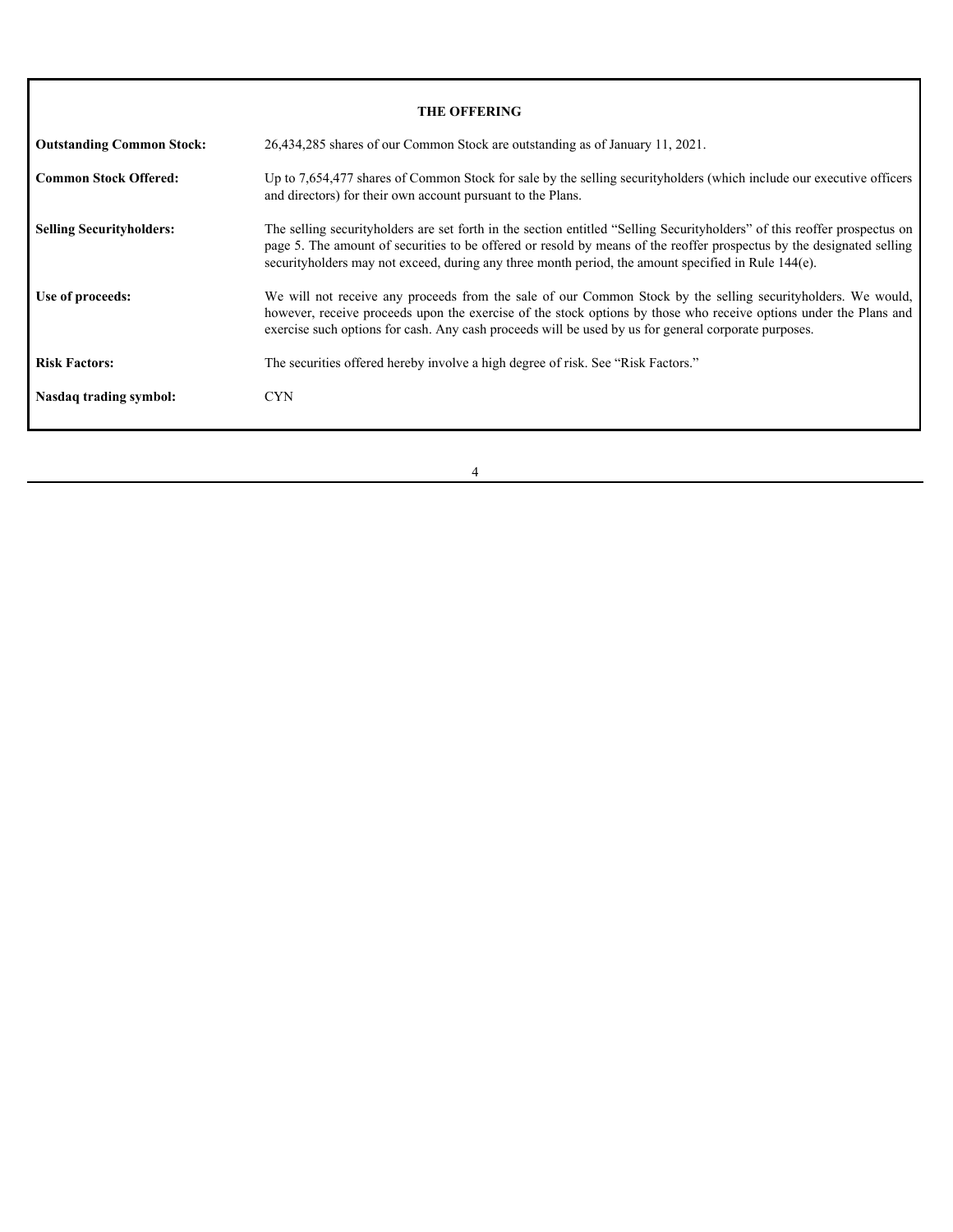## THE OFFERING

| | |
|---|---|
| **Outstanding Common Stock:** | 26,434,285 shares of our Common Stock are outstanding as of January 11, 2021. |
| **Common Stock Offered:** | Up to 7,654,477 shares of Common Stock for sale by the selling securityholders (which include our executive officers and directors) for their own account pursuant to the Plans. |
| **Selling Securityholders:** | The selling securityholders are set forth in the section entitled "Selling Securityholders" of this reoffer prospectus on page 5. The amount of securities to be offered or resold by means of the reoffer prospectus by the designated selling securityholders may not exceed, during any three month period, the amount specified in Rule 144(e). |
| **Use of proceeds:** | We will not receive any proceeds from the sale of our Common Stock by the selling securityholders. We would, however, receive proceeds upon the exercise of the stock options by those who receive options under the Plans and exercise such options for cash. Any cash proceeds will be used by us for general corporate purposes. |
| **Risk Factors:** | The securities offered hereby involve a high degree of risk. See "Risk Factors." |
| **Nasdaq trading symbol:** | CYN |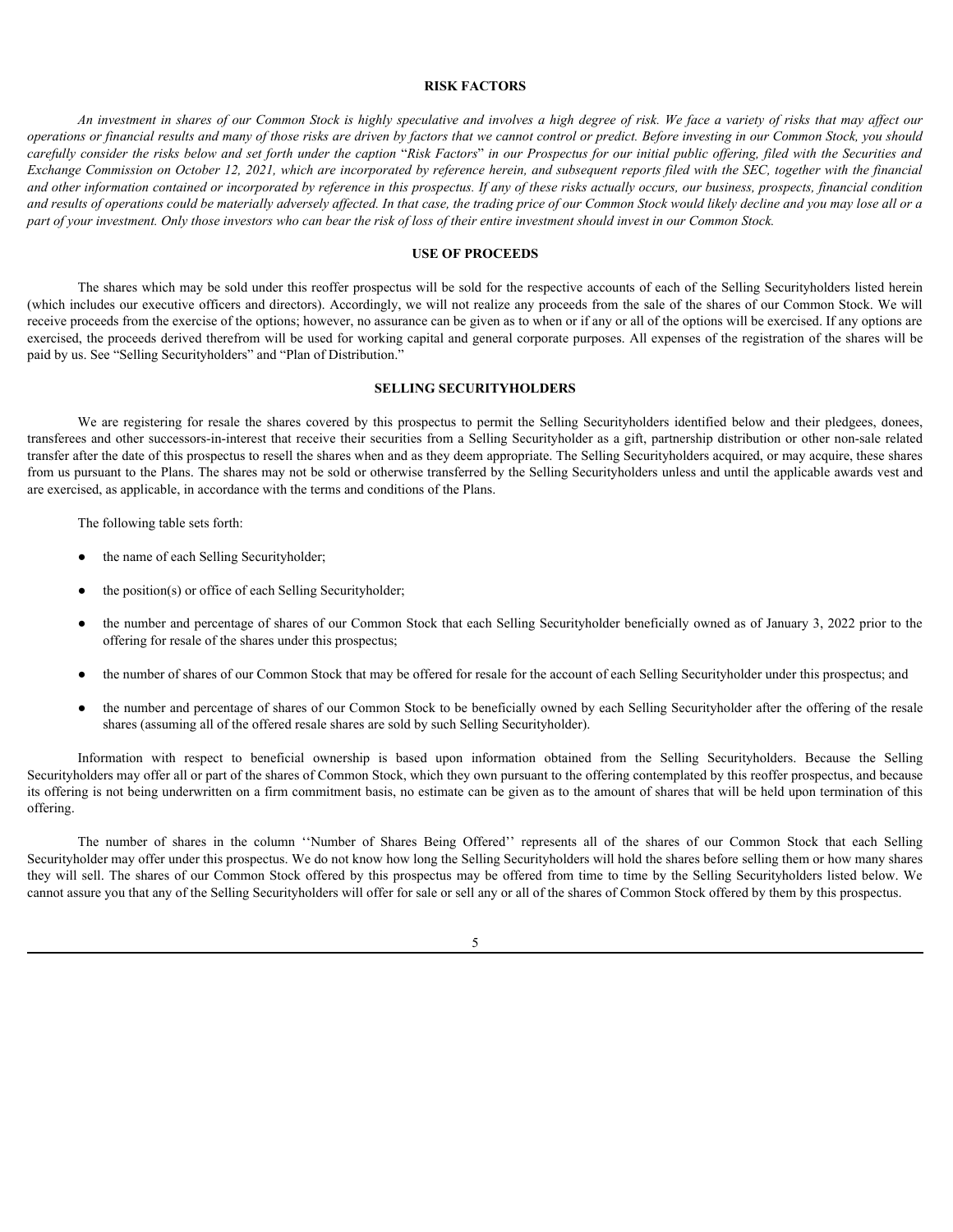## RISK FACTORS

*An investment in shares of our Common Stock is highly speculative and involves a high degree of risk. We face a variety of risks that may affect our operations or financial results and many of those risks are driven by factors that we cannot control or predict. Before investing in our Common Stock, you should carefully consider the risks below and set forth under the caption* "*Risk Factors*" *in our Prospectus for our initial public offering, filed with the Securities and Exchange Commission on October 12, 2021, which are incorporated by reference herein, and subsequent reports filed with the SEC, together with the financial and other information contained or incorporated by reference in this prospectus. If any of these risks actually occurs, our business, prospects, financial condition and results of operations could be materially adversely affected. In that case, the trading price of our Common Stock would likely decline and you may lose all or a part of your investment. Only those investors who can bear the risk of loss of their entire investment should invest in our Common Stock.*

## USE OF PROCEEDS

The shares which may be sold under this reoffer prospectus will be sold for the respective accounts of each of the Selling Securityholders listed herein (which includes our executive officers and directors). Accordingly, we will not realize any proceeds from the sale of the shares of our Common Stock. We will receive proceeds from the exercise of the options; however, no assurance can be given as to when or if any or all of the options will be exercised. If any options are exercised, the proceeds derived therefrom will be used for working capital and general corporate purposes. All expenses of the registration of the shares will be paid by us. See "Selling Securityholders" and "Plan of Distribution."

## SELLING SECURITYHOLDERS

We are registering for resale the shares covered by this prospectus to permit the Selling Securityholders identified below and their pledgees, donees, transferees and other successors-in-interest that receive their securities from a Selling Securityholder as a gift, partnership distribution or other non-sale related transfer after the date of this prospectus to resell the shares when and as they deem appropriate. The Selling Securityholders acquired, or may acquire, these shares from us pursuant to the Plans. The shares may not be sold or otherwise transferred by the Selling Securityholders unless and until the applicable awards vest and are exercised, as applicable, in accordance with the terms and conditions of the Plans.

The following table sets forth:

- the name of each Selling Securityholder;
- the position(s) or office of each Selling Securityholder;
- the number and percentage of shares of our Common Stock that each Selling Securityholder beneficially owned as of January 3, 2022 prior to the offering for resale of the shares under this prospectus;
- the number of shares of our Common Stock that may be offered for resale for the account of each Selling Securityholder under this prospectus; and
- the number and percentage of shares of our Common Stock to be beneficially owned by each Selling Securityholder after the offering of the resale shares (assuming all of the offered resale shares are sold by such Selling Securityholder).

Information with respect to beneficial ownership is based upon information obtained from the Selling Securityholders. Because the Selling Securityholders may offer all or part of the shares of Common Stock, which they own pursuant to the offering contemplated by this reoffer prospectus, and because its offering is not being underwritten on a firm commitment basis, no estimate can be given as to the amount of shares that will be held upon termination of this offering.

The number of shares in the column ''Number of Shares Being Offered'' represents all of the shares of our Common Stock that each Selling Securityholder may offer under this prospectus. We do not know how long the Selling Securityholders will hold the shares before selling them or how many shares they will sell. The shares of our Common Stock offered by this prospectus may be offered from time to time by the Selling Securityholders listed below. We cannot assure you that any of the Selling Securityholders will offer for sale or sell any or all of the shares of Common Stock offered by them by this prospectus.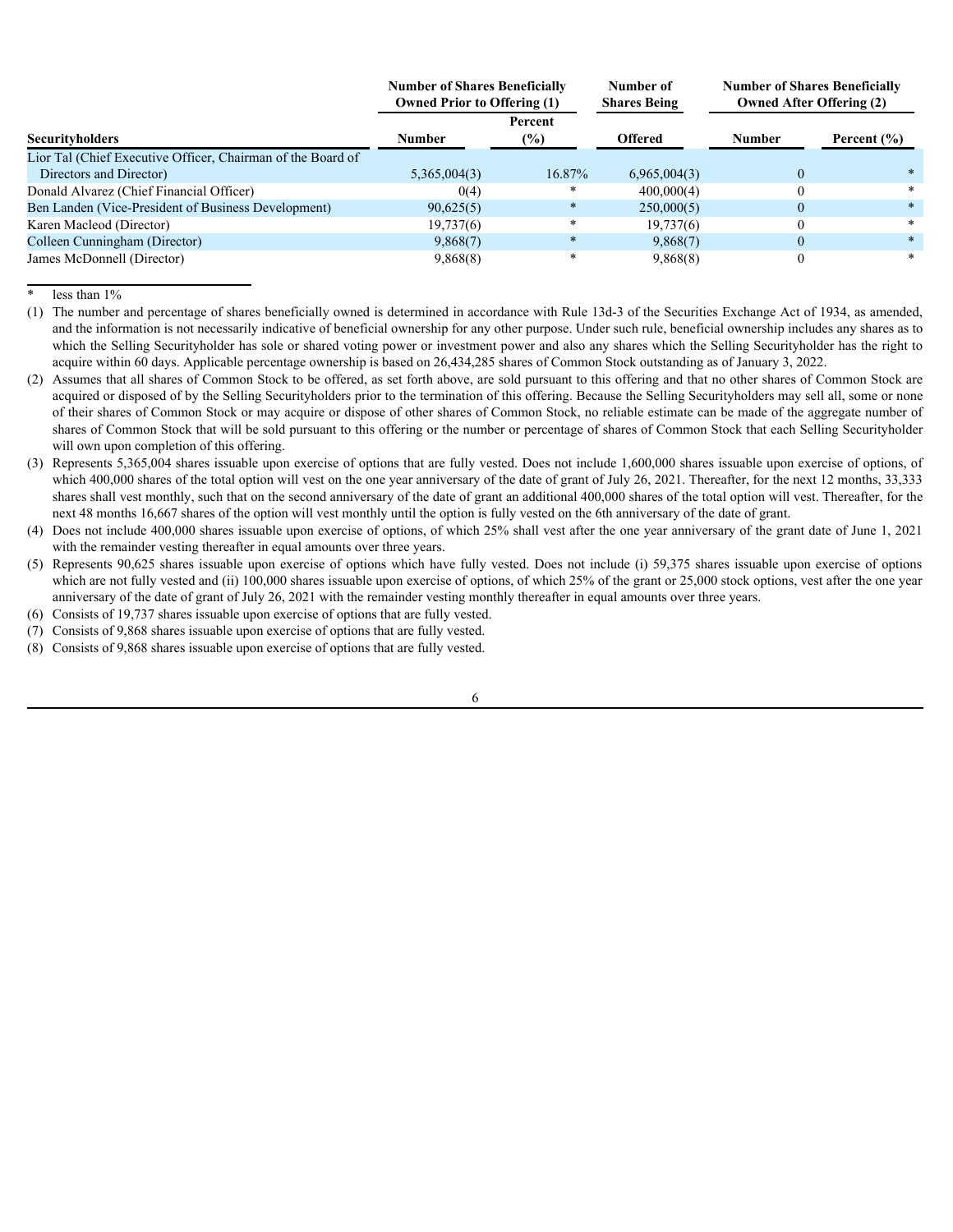| Securityholders | Number of Shares Beneficially Owned Prior to Offering (1) | | Number of Shares Being Offered | Number of Shares Beneficially Owned After Offering (2) | |
|---|---|---|---|---|---|
| | Number | Percent (%) | | Number | Percent (%) |
| Lior Tal (Chief Executive Officer, Chairman of the Board of Directors and Director) | 5,365,004(3) | 16.87% | 6,965,004(3) | 0 | * |
| Donald Alvarez (Chief Financial Officer) | 0(4) | * | 400,000(4) | 0 | * |
| Ben Landen (Vice-President of Business Development) | 90,625(5) | * | 250,000(5) | 0 | * |
| Karen Macleod (Director) | 19,737(6) | * | 19,737(6) | 0 | * |
| Colleen Cunningham (Director) | 9,868(7) | * | 9,868(7) | 0 | * |
| James McDonnell (Director) | 9,868(8) | * | 9,868(8) | 0 | * |

\* less than 1%

(1) The number and percentage of shares beneficially owned is determined in accordance with Rule 13d-3 of the Securities Exchange Act of 1934, as amended, and the information is not necessarily indicative of beneficial ownership for any other purpose. Under such rule, beneficial ownership includes any shares as to which the Selling Securityholder has sole or shared voting power or investment power and also any shares which the Selling Securityholder has the right to acquire within 60 days. Applicable percentage ownership is based on 26,434,285 shares of Common Stock outstanding as of January 3, 2022.

(2) Assumes that all shares of Common Stock to be offered, as set forth above, are sold pursuant to this offering and that no other shares of Common Stock are acquired or disposed of by the Selling Securityholders prior to the termination of this offering. Because the Selling Securityholders may sell all, some or none of their shares of Common Stock or may acquire or dispose of other shares of Common Stock, no reliable estimate can be made of the aggregate number of shares of Common Stock that will be sold pursuant to this offering or the number or percentage of shares of Common Stock that each Selling Securityholder will own upon completion of this offering.

(3) Represents 5,365,004 shares issuable upon exercise of options that are fully vested. Does not include 1,600,000 shares issuable upon exercise of options, of which 400,000 shares of the total option will vest on the one year anniversary of the date of grant of July 26, 2021. Thereafter, for the next 12 months, 33,333 shares shall vest monthly, such that on the second anniversary of the date of grant an additional 400,000 shares of the total option will vest. Thereafter, for the next 48 months 16,667 shares of the option will vest monthly until the option is fully vested on the 6th anniversary of the date of grant.

(4) Does not include 400,000 shares issuable upon exercise of options, of which 25% shall vest after the one year anniversary of the grant date of June 1, 2021 with the remainder vesting thereafter in equal amounts over three years.

(5) Represents 90,625 shares issuable upon exercise of options which have fully vested. Does not include (i) 59,375 shares issuable upon exercise of options which are not fully vested and (ii) 100,000 shares issuable upon exercise of options, of which 25% of the grant or 25,000 stock options, vest after the one year anniversary of the date of grant of July 26, 2021 with the remainder vesting monthly thereafter in equal amounts over three years.

(6) Consists of 19,737 shares issuable upon exercise of options that are fully vested.

(7) Consists of 9,868 shares issuable upon exercise of options that are fully vested.

(8) Consists of 9,868 shares issuable upon exercise of options that are fully vested.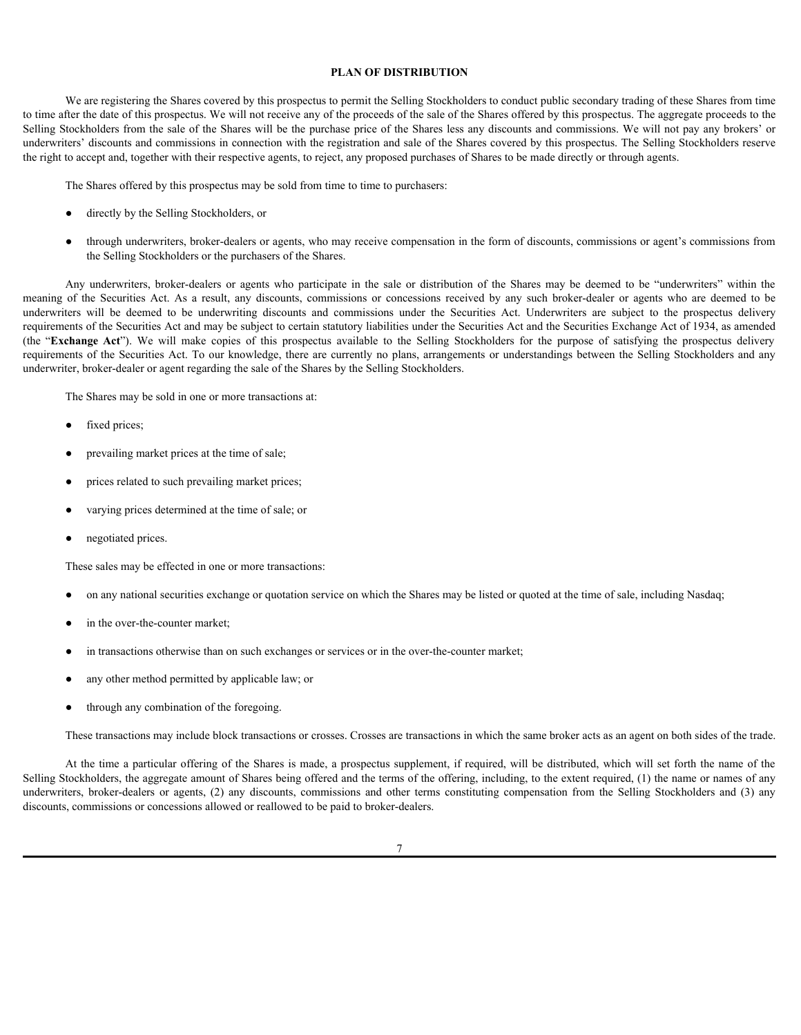# PLAN OF DISTRIBUTION

We are registering the Shares covered by this prospectus to permit the Selling Stockholders to conduct public secondary trading of these Shares from time to time after the date of this prospectus. We will not receive any of the proceeds of the sale of the Shares offered by this prospectus. The aggregate proceeds to the Selling Stockholders from the sale of the Shares will be the purchase price of the Shares less any discounts and commissions. We will not pay any brokers' or underwriters' discounts and commissions in connection with the registration and sale of the Shares covered by this prospectus. The Selling Stockholders reserve the right to accept and, together with their respective agents, to reject, any proposed purchases of Shares to be made directly or through agents.

The Shares offered by this prospectus may be sold from time to time to purchasers:

- directly by the Selling Stockholders, or
- through underwriters, broker-dealers or agents, who may receive compensation in the form of discounts, commissions or agent's commissions from the Selling Stockholders or the purchasers of the Shares.

Any underwriters, broker-dealers or agents who participate in the sale or distribution of the Shares may be deemed to be "underwriters" within the meaning of the Securities Act. As a result, any discounts, commissions or concessions received by any such broker-dealer or agents who are deemed to be underwriters will be deemed to be underwriting discounts and commissions under the Securities Act. Underwriters are subject to the prospectus delivery requirements of the Securities Act and may be subject to certain statutory liabilities under the Securities Act and the Securities Exchange Act of 1934, as amended (the "**Exchange Act**"). We will make copies of this prospectus available to the Selling Stockholders for the purpose of satisfying the prospectus delivery requirements of the Securities Act. To our knowledge, there are currently no plans, arrangements or understandings between the Selling Stockholders and any underwriter, broker-dealer or agent regarding the sale of the Shares by the Selling Stockholders.

The Shares may be sold in one or more transactions at:

- fixed prices;
- prevailing market prices at the time of sale;
- prices related to such prevailing market prices;
- varying prices determined at the time of sale; or
- negotiated prices.

These sales may be effected in one or more transactions:

- on any national securities exchange or quotation service on which the Shares may be listed or quoted at the time of sale, including Nasdaq;
- in the over-the-counter market;
- in transactions otherwise than on such exchanges or services or in the over-the-counter market;
- any other method permitted by applicable law; or
- through any combination of the foregoing.

These transactions may include block transactions or crosses. Crosses are transactions in which the same broker acts as an agent on both sides of the trade.

At the time a particular offering of the Shares is made, a prospectus supplement, if required, will be distributed, which will set forth the name of the Selling Stockholders, the aggregate amount of Shares being offered and the terms of the offering, including, to the extent required, (1) the name or names of any underwriters, broker-dealers or agents, (2) any discounts, commissions and other terms constituting compensation from the Selling Stockholders and (3) any discounts, commissions or concessions allowed or reallowed to be paid to broker-dealers.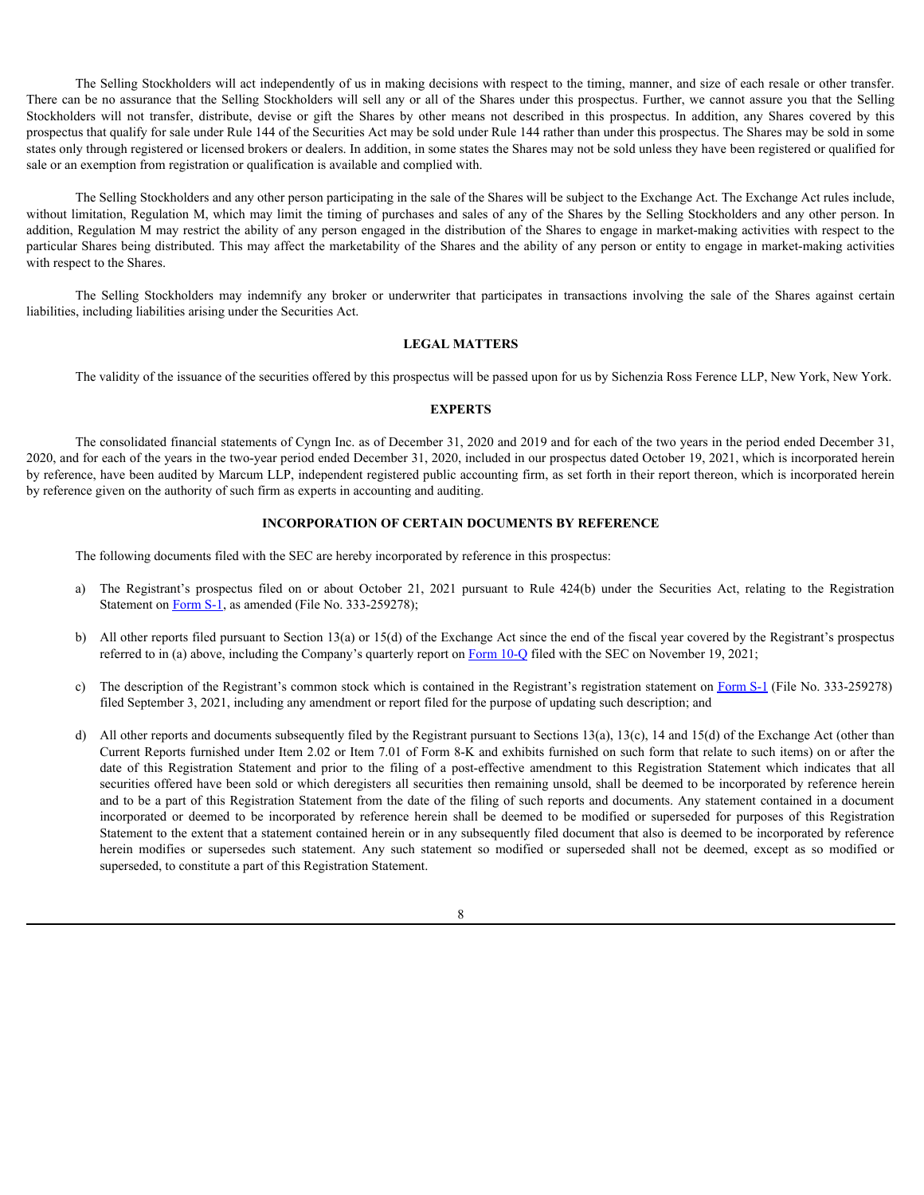The Selling Stockholders will act independently of us in making decisions with respect to the timing, manner, and size of each resale or other transfer. There can be no assurance that the Selling Stockholders will sell any or all of the Shares under this prospectus. Further, we cannot assure you that the Selling Stockholders will not transfer, distribute, devise or gift the Shares by other means not described in this prospectus. In addition, any Shares covered by this prospectus that qualify for sale under Rule 144 of the Securities Act may be sold under Rule 144 rather than under this prospectus. The Shares may be sold in some states only through registered or licensed brokers or dealers. In addition, in some states the Shares may not be sold unless they have been registered or qualified for sale or an exemption from registration or qualification is available and complied with.

The Selling Stockholders and any other person participating in the sale of the Shares will be subject to the Exchange Act. The Exchange Act rules include, without limitation, Regulation M, which may limit the timing of purchases and sales of any of the Shares by the Selling Stockholders and any other person. In addition, Regulation M may restrict the ability of any person engaged in the distribution of the Shares to engage in market-making activities with respect to the particular Shares being distributed. This may affect the marketability of the Shares and the ability of any person or entity to engage in market-making activities with respect to the Shares.

The Selling Stockholders may indemnify any broker or underwriter that participates in transactions involving the sale of the Shares against certain liabilities, including liabilities arising under the Securities Act.

## LEGAL MATTERS

The validity of the issuance of the securities offered by this prospectus will be passed upon for us by Sichenzia Ross Ference LLP, New York, New York.

## EXPERTS

The consolidated financial statements of Cyngn Inc. as of December 31, 2020 and 2019 and for each of the two years in the period ended December 31, 2020, and for each of the years in the two-year period ended December 31, 2020, included in our prospectus dated October 19, 2021, which is incorporated herein by reference, have been audited by Marcum LLP, independent registered public accounting firm, as set forth in their report thereon, which is incorporated herein by reference given on the authority of such firm as experts in accounting and auditing.

## INCORPORATION OF CERTAIN DOCUMENTS BY REFERENCE

The following documents filed with the SEC are hereby incorporated by reference in this prospectus:

a) The Registrant's prospectus filed on or about October 21, 2021 pursuant to Rule 424(b) under the Securities Act, relating to the Registration Statement on Form S-1, as amended (File No. 333-259278);

b) All other reports filed pursuant to Section 13(a) or 15(d) of the Exchange Act since the end of the fiscal year covered by the Registrant's prospectus referred to in (a) above, including the Company's quarterly report on Form 10-Q filed with the SEC on November 19, 2021;

c) The description of the Registrant's common stock which is contained in the Registrant's registration statement on Form S-1 (File No. 333-259278) filed September 3, 2021, including any amendment or report filed for the purpose of updating such description; and

d) All other reports and documents subsequently filed by the Registrant pursuant to Sections 13(a), 13(c), 14 and 15(d) of the Exchange Act (other than Current Reports furnished under Item 2.02 or Item 7.01 of Form 8-K and exhibits furnished on such form that relate to such items) on or after the date of this Registration Statement and prior to the filing of a post-effective amendment to this Registration Statement which indicates that all securities offered have been sold or which deregisters all securities then remaining unsold, shall be deemed to be incorporated by reference herein and to be a part of this Registration Statement from the date of the filing of such reports and documents. Any statement contained in a document incorporated or deemed to be incorporated by reference herein shall be deemed to be modified or superseded for purposes of this Registration Statement to the extent that a statement contained herein or in any subsequently filed document that also is deemed to be incorporated by reference herein modifies or supersedes such statement. Any such statement so modified or superseded shall not be deemed, except as so modified or superseded, to constitute a part of this Registration Statement.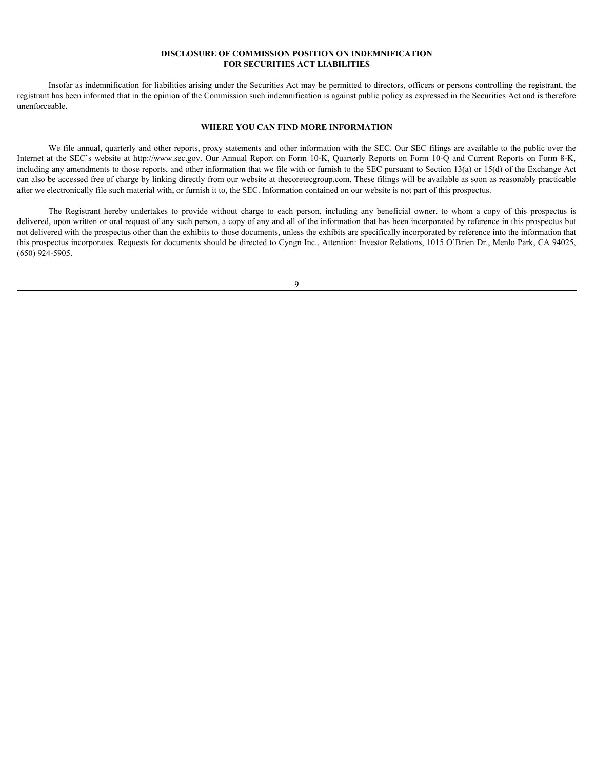## DISCLOSURE OF COMMISSION POSITION ON INDEMNIFICATION FOR SECURITIES ACT LIABILITIES

Insofar as indemnification for liabilities arising under the Securities Act may be permitted to directors, officers or persons controlling the registrant, the registrant has been informed that in the opinion of the Commission such indemnification is against public policy as expressed in the Securities Act and is therefore unenforceable.

## WHERE YOU CAN FIND MORE INFORMATION

We file annual, quarterly and other reports, proxy statements and other information with the SEC. Our SEC filings are available to the public over the Internet at the SEC's website at http://www.sec.gov. Our Annual Report on Form 10-K, Quarterly Reports on Form 10-Q and Current Reports on Form 8-K, including any amendments to those reports, and other information that we file with or furnish to the SEC pursuant to Section 13(a) or 15(d) of the Exchange Act can also be accessed free of charge by linking directly from our website at thecoretecgroup.com. These filings will be available as soon as reasonably practicable after we electronically file such material with, or furnish it to, the SEC. Information contained on our website is not part of this prospectus.

The Registrant hereby undertakes to provide without charge to each person, including any beneficial owner, to whom a copy of this prospectus is delivered, upon written or oral request of any such person, a copy of any and all of the information that has been incorporated by reference in this prospectus but not delivered with the prospectus other than the exhibits to those documents, unless the exhibits are specifically incorporated by reference into the information that this prospectus incorporates. Requests for documents should be directed to Cyngn Inc., Attention: Investor Relations, 1015 O'Brien Dr., Menlo Park, CA 94025, (650) 924-5905.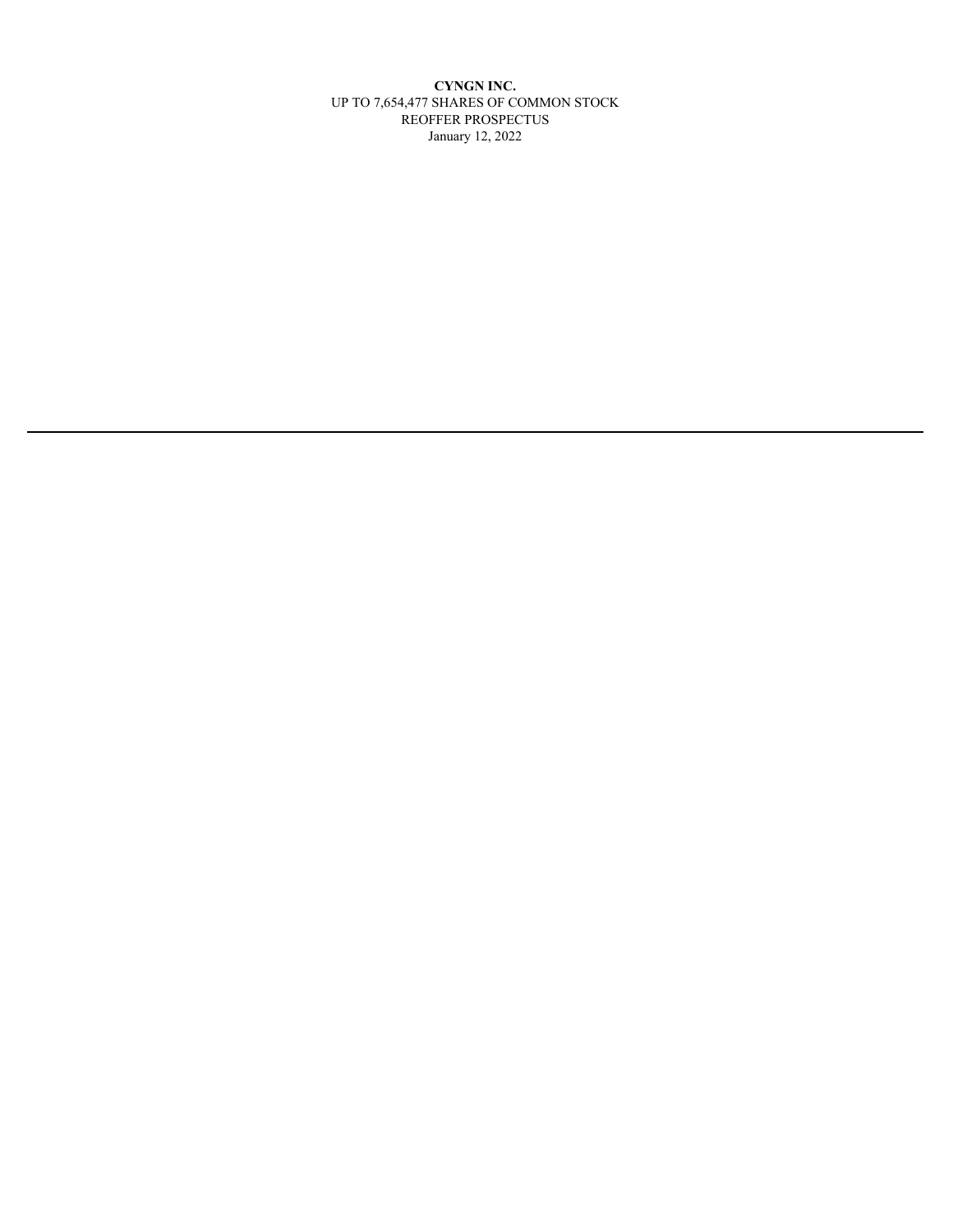**CYNGN INC.**

UP TO 7,654,477 SHARES OF COMMON STOCK

REOFFER PROSPECTUS

January 12, 2022

---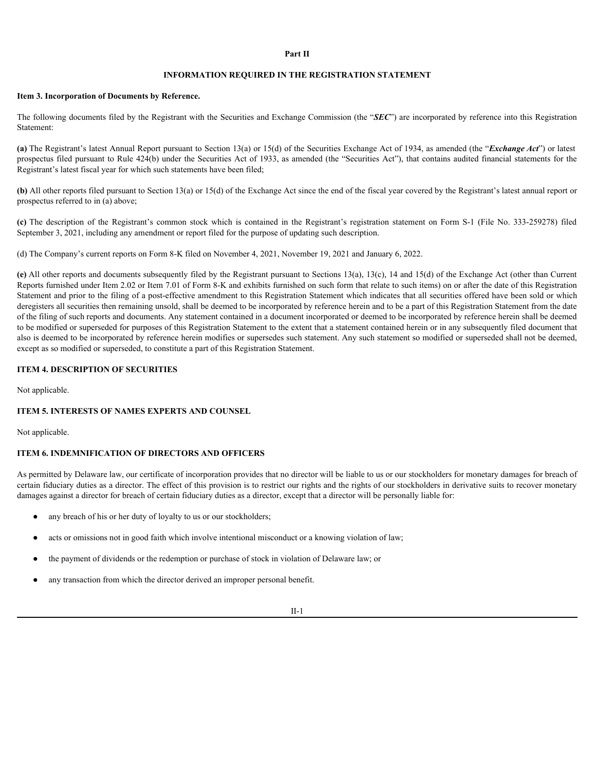# Part II

## INFORMATION REQUIRED IN THE REGISTRATION STATEMENT

### Item 3. Incorporation of Documents by Reference.

The following documents filed by the Registrant with the Securities and Exchange Commission (the "***SEC***") are incorporated by reference into this Registration Statement:

**(a)** The Registrant's latest Annual Report pursuant to Section 13(a) or 15(d) of the Securities Exchange Act of 1934, as amended (the "***Exchange Act***") or latest prospectus filed pursuant to Rule 424(b) under the Securities Act of 1933, as amended (the "Securities Act"), that contains audited financial statements for the Registrant's latest fiscal year for which such statements have been filed;

**(b)** All other reports filed pursuant to Section 13(a) or 15(d) of the Exchange Act since the end of the fiscal year covered by the Registrant's latest annual report or prospectus referred to in (a) above;

**(c)** The description of the Registrant's common stock which is contained in the Registrant's registration statement on Form S-1 (File No. 333-259278) filed September 3, 2021, including any amendment or report filed for the purpose of updating such description.

(d) The Company's current reports on Form 8-K filed on November 4, 2021, November 19, 2021 and January 6, 2022.

**(e)** All other reports and documents subsequently filed by the Registrant pursuant to Sections 13(a), 13(c), 14 and 15(d) of the Exchange Act (other than Current Reports furnished under Item 2.02 or Item 7.01 of Form 8-K and exhibits furnished on such form that relate to such items) on or after the date of this Registration Statement and prior to the filing of a post-effective amendment to this Registration Statement which indicates that all securities offered have been sold or which deregisters all securities then remaining unsold, shall be deemed to be incorporated by reference herein and to be a part of this Registration Statement from the date of the filing of such reports and documents. Any statement contained in a document incorporated or deemed to be incorporated by reference herein shall be deemed to be modified or superseded for purposes of this Registration Statement to the extent that a statement contained herein or in any subsequently filed document that also is deemed to be incorporated by reference herein modifies or supersedes such statement. Any such statement so modified or superseded shall not be deemed, except as so modified or superseded, to constitute a part of this Registration Statement.

### ITEM 4. DESCRIPTION OF SECURITIES

Not applicable.

### ITEM 5. INTERESTS OF NAMES EXPERTS AND COUNSEL

Not applicable.

### ITEM 6. INDEMNIFICATION OF DIRECTORS AND OFFICERS

As permitted by Delaware law, our certificate of incorporation provides that no director will be liable to us or our stockholders for monetary damages for breach of certain fiduciary duties as a director. The effect of this provision is to restrict our rights and the rights of our stockholders in derivative suits to recover monetary damages against a director for breach of certain fiduciary duties as a director, except that a director will be personally liable for:

- any breach of his or her duty of loyalty to us or our stockholders;
- acts or omissions not in good faith which involve intentional misconduct or a knowing violation of law;
- the payment of dividends or the redemption or purchase of stock in violation of Delaware law; or
- any transaction from which the director derived an improper personal benefit.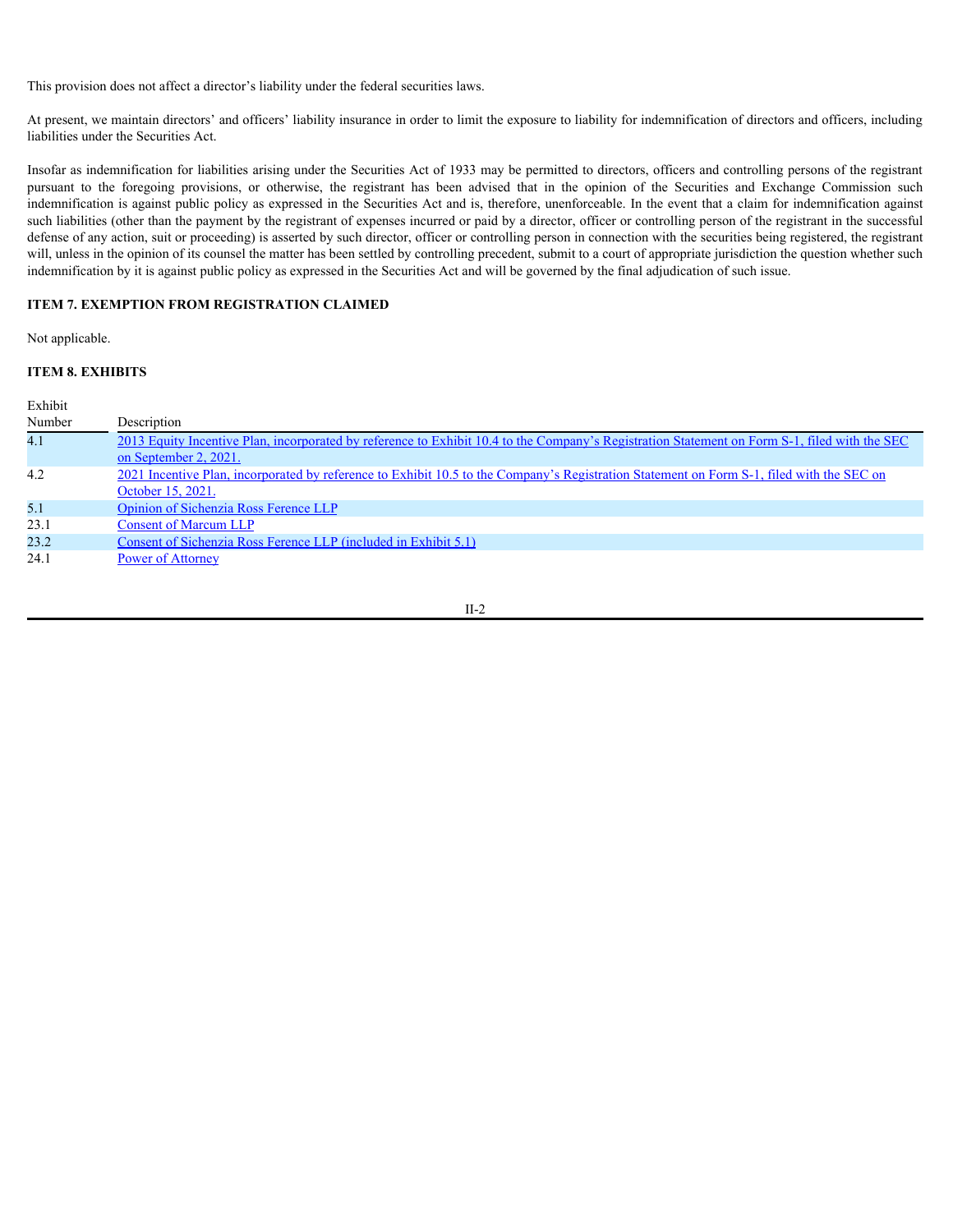This provision does not affect a director's liability under the federal securities laws.

At present, we maintain directors' and officers' liability insurance in order to limit the exposure to liability for indemnification of directors and officers, including liabilities under the Securities Act.

Insofar as indemnification for liabilities arising under the Securities Act of 1933 may be permitted to directors, officers and controlling persons of the registrant pursuant to the foregoing provisions, or otherwise, the registrant has been advised that in the opinion of the Securities and Exchange Commission such indemnification is against public policy as expressed in the Securities Act and is, therefore, unenforceable. In the event that a claim for indemnification against such liabilities (other than the payment by the registrant of expenses incurred or paid by a director, officer or controlling person of the registrant in the successful defense of any action, suit or proceeding) is asserted by such director, officer or controlling person in connection with the securities being registered, the registrant will, unless in the opinion of its counsel the matter has been settled by controlling precedent, submit to a court of appropriate jurisdiction the question whether such indemnification by it is against public policy as expressed in the Securities Act and will be governed by the final adjudication of such issue.

**ITEM 7. EXEMPTION FROM REGISTRATION CLAIMED**

Not applicable.

**ITEM 8. EXHIBITS**

| Exhibit Number | Description |
|---|---|
| 4.1 | 2013 Equity Incentive Plan, incorporated by reference to Exhibit 10.4 to the Company's Registration Statement on Form S-1, filed with the SEC on September 2, 2021. |
| 4.2 | 2021 Incentive Plan, incorporated by reference to Exhibit 10.5 to the Company's Registration Statement on Form S-1, filed with the SEC on October 15, 2021. |
| 5.1 | Opinion of Sichenzia Ross Ference LLP |
| 23.1 | Consent of Marcum LLP |
| 23.2 | Consent of Sichenzia Ross Ference LLP (included in Exhibit 5.1) |
| 24.1 | Power of Attorney |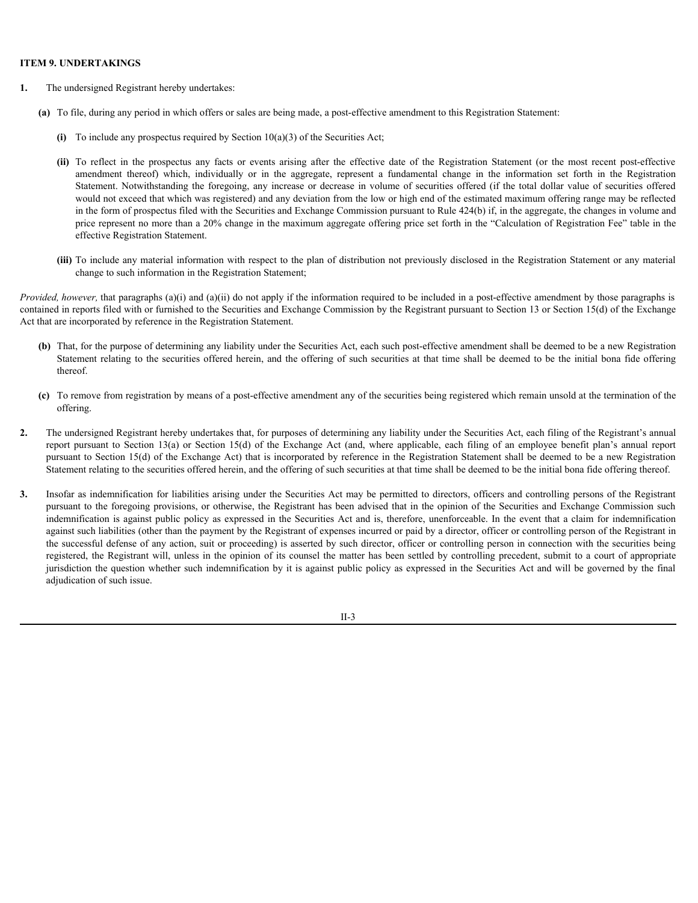## ITEM 9. UNDERTAKINGS

**1.** The undersigned Registrant hereby undertakes:

**(a)** To file, during any period in which offers or sales are being made, a post-effective amendment to this Registration Statement:

**(i)** To include any prospectus required by Section 10(a)(3) of the Securities Act;

**(ii)** To reflect in the prospectus any facts or events arising after the effective date of the Registration Statement (or the most recent post-effective amendment thereof) which, individually or in the aggregate, represent a fundamental change in the information set forth in the Registration Statement. Notwithstanding the foregoing, any increase or decrease in volume of securities offered (if the total dollar value of securities offered would not exceed that which was registered) and any deviation from the low or high end of the estimated maximum offering range may be reflected in the form of prospectus filed with the Securities and Exchange Commission pursuant to Rule 424(b) if, in the aggregate, the changes in volume and price represent no more than a 20% change in the maximum aggregate offering price set forth in the "Calculation of Registration Fee" table in the effective Registration Statement.

**(iii)** To include any material information with respect to the plan of distribution not previously disclosed in the Registration Statement or any material change to such information in the Registration Statement;

*Provided, however,* that paragraphs (a)(i) and (a)(ii) do not apply if the information required to be included in a post-effective amendment by those paragraphs is contained in reports filed with or furnished to the Securities and Exchange Commission by the Registrant pursuant to Section 13 or Section 15(d) of the Exchange Act that are incorporated by reference in the Registration Statement.

**(b)** That, for the purpose of determining any liability under the Securities Act, each such post-effective amendment shall be deemed to be a new Registration Statement relating to the securities offered herein, and the offering of such securities at that time shall be deemed to be the initial bona fide offering thereof.

**(c)** To remove from registration by means of a post-effective amendment any of the securities being registered which remain unsold at the termination of the offering.

**2.** The undersigned Registrant hereby undertakes that, for purposes of determining any liability under the Securities Act, each filing of the Registrant's annual report pursuant to Section 13(a) or Section 15(d) of the Exchange Act (and, where applicable, each filing of an employee benefit plan's annual report pursuant to Section 15(d) of the Exchange Act) that is incorporated by reference in the Registration Statement shall be deemed to be a new Registration Statement relating to the securities offered herein, and the offering of such securities at that time shall be deemed to be the initial bona fide offering thereof.

**3.** Insofar as indemnification for liabilities arising under the Securities Act may be permitted to directors, officers and controlling persons of the Registrant pursuant to the foregoing provisions, or otherwise, the Registrant has been advised that in the opinion of the Securities and Exchange Commission such indemnification is against public policy as expressed in the Securities Act and is, therefore, unenforceable. In the event that a claim for indemnification against such liabilities (other than the payment by the Registrant of expenses incurred or paid by a director, officer or controlling person of the Registrant in the successful defense of any action, suit or proceeding) is asserted by such director, officer or controlling person in connection with the securities being registered, the Registrant will, unless in the opinion of its counsel the matter has been settled by controlling precedent, submit to a court of appropriate jurisdiction the question whether such indemnification by it is against public policy as expressed in the Securities Act and will be governed by the final adjudication of such issue.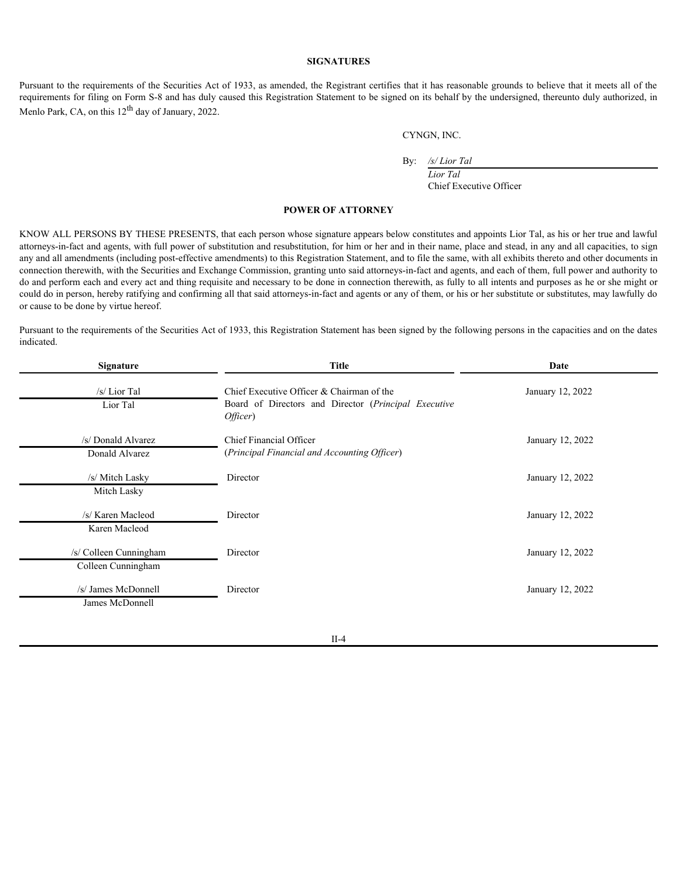## SIGNATURES

Pursuant to the requirements of the Securities Act of 1933, as amended, the Registrant certifies that it has reasonable grounds to believe that it meets all of the requirements for filing on Form S-8 and has duly caused this Registration Statement to be signed on its behalf by the undersigned, thereunto duly authorized, in Menlo Park, CA, on this 12th day of January, 2022.

CYNGN, INC.

By: */s/ Lior Tal*
*Lior Tal*
Chief Executive Officer

## POWER OF ATTORNEY

KNOW ALL PERSONS BY THESE PRESENTS, that each person whose signature appears below constitutes and appoints Lior Tal, as his or her true and lawful attorneys-in-fact and agents, with full power of substitution and resubstitution, for him or her and in their name, place and stead, in any and all capacities, to sign any and all amendments (including post-effective amendments) to this Registration Statement, and to file the same, with all exhibits thereto and other documents in connection therewith, with the Securities and Exchange Commission, granting unto said attorneys-in-fact and agents, and each of them, full power and authority to do and perform each and every act and thing requisite and necessary to be done in connection therewith, as fully to all intents and purposes as he or she might or could do in person, hereby ratifying and confirming all that said attorneys-in-fact and agents or any of them, or his or her substitute or substitutes, may lawfully do or cause to be done by virtue hereof.

Pursuant to the requirements of the Securities Act of 1933, this Registration Statement has been signed by the following persons in the capacities and on the dates indicated.

| Signature | Title | Date |
| --- | --- | --- |
| /s/ Lior Tal<br>Lior Tal | Chief Executive Officer & Chairman of the Board of Directors and Director (*Principal Executive Officer*) | January 12, 2022 |
| /s/ Donald Alvarez<br>Donald Alvarez | Chief Financial Officer<br>(*Principal Financial and Accounting Officer*) | January 12, 2022 |
| /s/ Mitch Lasky<br>Mitch Lasky | Director | January 12, 2022 |
| /s/ Karen Macleod<br>Karen Macleod | Director | January 12, 2022 |
| /s/ Colleen Cunningham<br>Colleen Cunningham | Director | January 12, 2022 |
| /s/ James McDonnell<br>James McDonnell | Director | January 12, 2022 |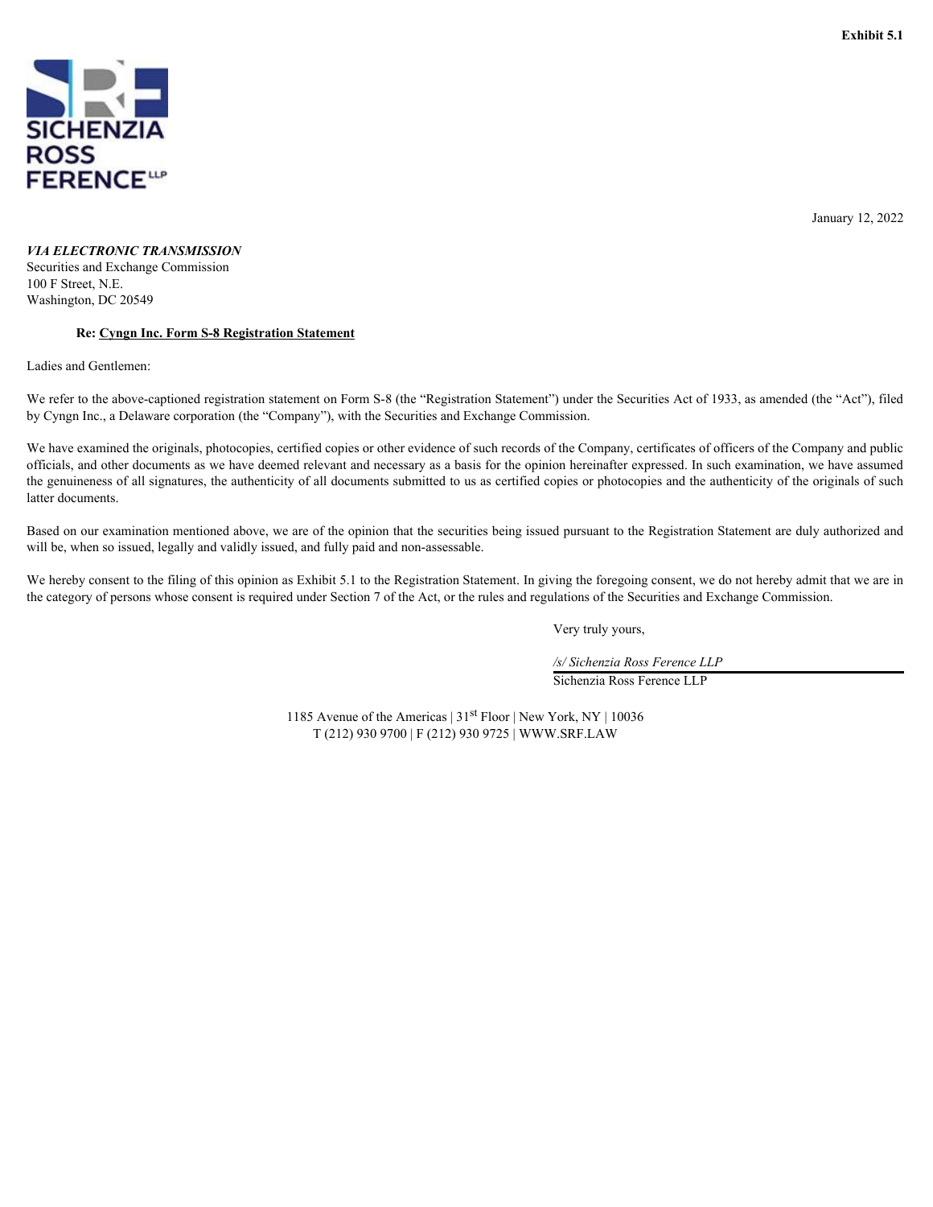**Exhibit 5.1**

SICHENZIA ROSS FERENCE LLP

January 12, 2022

***VIA ELECTRONIC TRANSMISSION***
Securities and Exchange Commission
100 F Street, N.E.
Washington, DC 20549

**Re: Cyngn Inc. Form S-8 Registration Statement**

Ladies and Gentlemen:

We refer to the above-captioned registration statement on Form S-8 (the "Registration Statement") under the Securities Act of 1933, as amended (the "Act"), filed by Cyngn Inc., a Delaware corporation (the "Company"), with the Securities and Exchange Commission.

We have examined the originals, photocopies, certified copies or other evidence of such records of the Company, certificates of officers of the Company and public officials, and other documents as we have deemed relevant and necessary as a basis for the opinion hereinafter expressed. In such examination, we have assumed the genuineness of all signatures, the authenticity of all documents submitted to us as certified copies or photocopies and the authenticity of the originals of such latter documents.

Based on our examination mentioned above, we are of the opinion that the securities being issued pursuant to the Registration Statement are duly authorized and will be, when so issued, legally and validly issued, and fully paid and non-assessable.

We hereby consent to the filing of this opinion as Exhibit 5.1 to the Registration Statement. In giving the foregoing consent, we do not hereby admit that we are in the category of persons whose consent is required under Section 7 of the Act, or the rules and regulations of the Securities and Exchange Commission.

Very truly yours,

*/s/ Sichenzia Ross Ference LLP*
Sichenzia Ross Ference LLP

1185 Avenue of the Americas | 31st Floor | New York, NY | 10036
T (212) 930 9700 | F (212) 930 9725 | WWW.SRF.LAW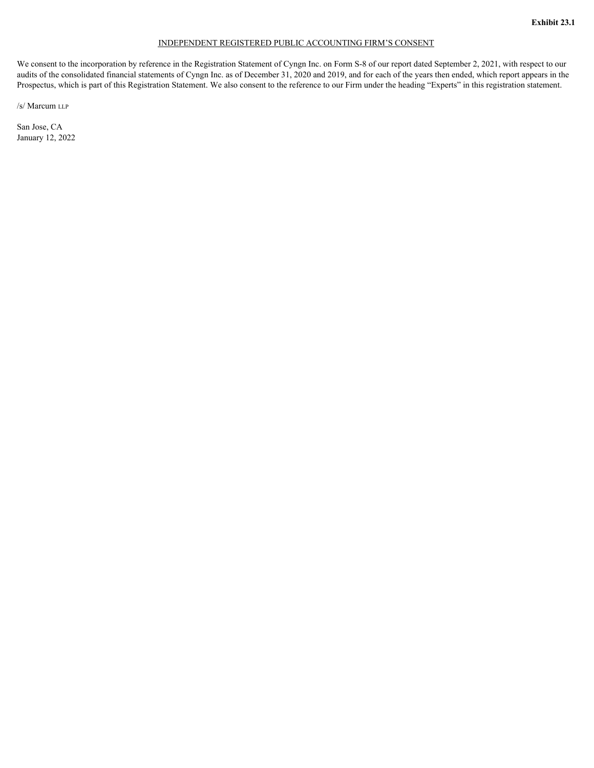**Exhibit 23.1**

INDEPENDENT REGISTERED PUBLIC ACCOUNTING FIRM'S CONSENT

We consent to the incorporation by reference in the Registration Statement of Cyngn Inc. on Form S-8 of our report dated September 2, 2021, with respect to our audits of the consolidated financial statements of Cyngn Inc. as of December 31, 2020 and 2019, and for each of the years then ended, which report appears in the Prospectus, which is part of this Registration Statement. We also consent to the reference to our Firm under the heading "Experts" in this registration statement.

/s/ Marcum LLP

San Jose, CA
January 12, 2022